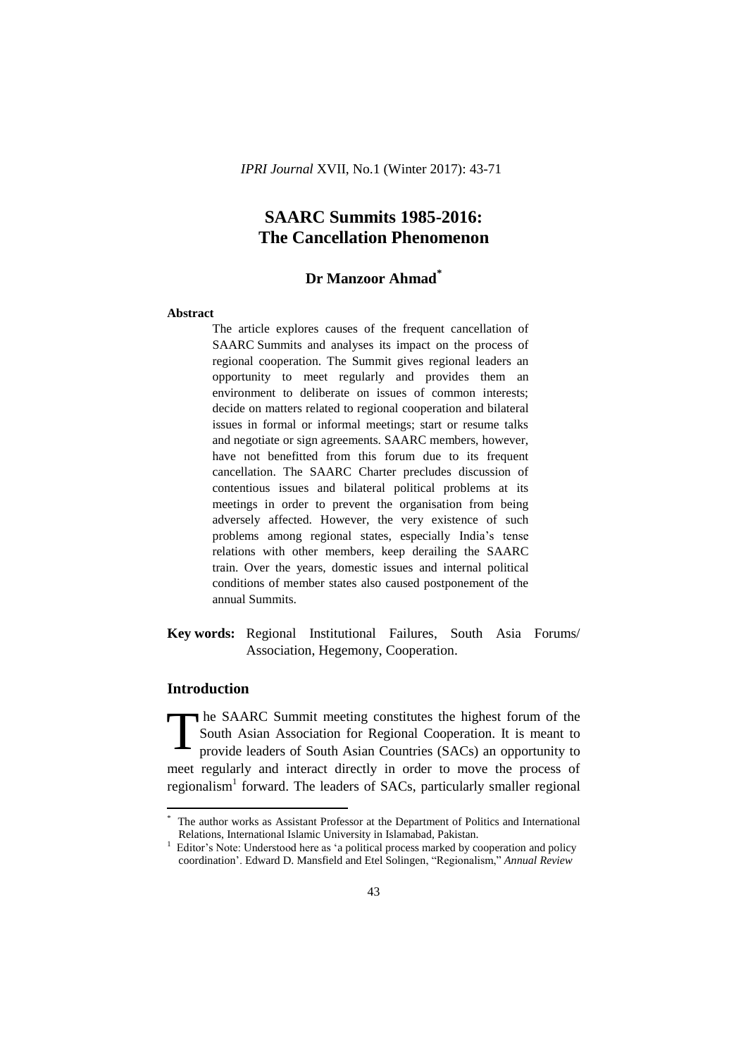# SAARC Summits 1985-2016: The Cancellation Phenomenon

**Dr Manzoor Ahmad**[*]

**Abstract**

The article explores causes of the frequent cancellation of SAARC Summits and analyses its impact on the process of regional cooperation. The Summit gives regional leaders an opportunity to meet regularly and provides them an environment to deliberate on issues of common interests; decide on matters related to regional cooperation and bilateral issues in formal or informal meetings; start or resume talks and negotiate or sign agreements. SAARC members, however, have not benefitted from this forum due to its frequent cancellation. The SAARC Charter precludes discussion of contentious issues and bilateral political problems at its meetings in order to prevent the organisation from being adversely affected. However, the very existence of such problems among regional states, especially India's tense relations with other members, keep derailing the SAARC train. Over the years, domestic issues and internal political conditions of member states also caused postponement of the annual Summits.

**Key words:** Regional Institutional Failures, South Asia Forums/ Association, Hegemony, Cooperation.

## Introduction

The SAARC Summit meeting constitutes the highest forum of the South Asian Association for Regional Cooperation. It is meant to provide leaders of South Asian Countries (SACs) an opportunity to meet regularly and interact directly in order to move the process of regionalism[1] forward. The leaders of SACs, particularly smaller regional

---

[*] The author works as Assistant Professor at the Department of Politics and International Relations, International Islamic University in Islamabad, Pakistan.

[1] Editor's Note: Understood here as 'a political process marked by cooperation and policy coordination'. Edward D. Mansfield and Etel Solingen, "Regionalism," *Annual Review*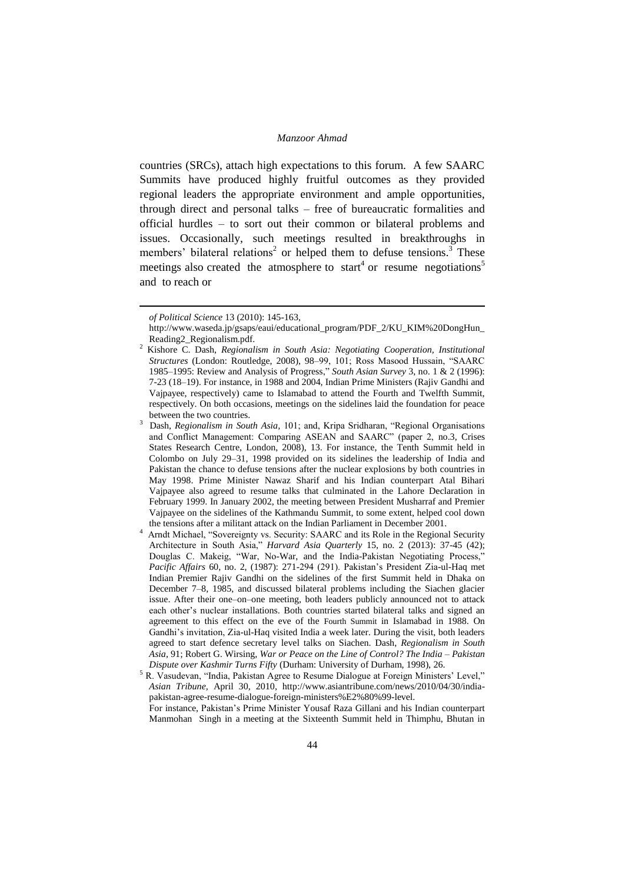countries (SRCs), attach high expectations to this forum. A few SAARC Summits have produced highly fruitful outcomes as they provided regional leaders the appropriate environment and ample opportunities, through direct and personal talks – free of bureaucratic formalities and official hurdles – to sort out their common or bilateral problems and issues. Occasionally, such meetings resulted in breakthroughs in members' bilateral relations[2] or helped them to defuse tensions.[3] These meetings also created the atmosphere to start[4] or resume negotiations[5] and to reach or

---

*of Political Science* 13 (2010): 145-163, http://www.waseda.jp/gsaps/eaui/educational_program/PDF_2/KU_KIM%20DongHun_Reading2_Regionalism.pdf.

[2] Kishore C. Dash, *Regionalism in South Asia: Negotiating Cooperation, Institutional Structures* (London: Routledge, 2008), 98–99, 101; Ross Masood Hussain, "SAARC 1985–1995: Review and Analysis of Progress," *South Asian Survey* 3, no. 1 & 2 (1996): 7-23 (18–19). For instance, in 1988 and 2004, Indian Prime Ministers (Rajiv Gandhi and Vajpayee, respectively) came to Islamabad to attend the Fourth and Twelfth Summit, respectively. On both occasions, meetings on the sidelines laid the foundation for peace between the two countries.

[3] Dash, *Regionalism in South Asia*, 101; and, Kripa Sridharan, "Regional Organisations and Conflict Management: Comparing ASEAN and SAARC" (paper 2, no.3, Crises States Research Centre, London, 2008), 13. For instance, the Tenth Summit held in Colombo on July 29–31, 1998 provided on its sidelines the leadership of India and Pakistan the chance to defuse tensions after the nuclear explosions by both countries in May 1998. Prime Minister Nawaz Sharif and his Indian counterpart Atal Bihari Vajpayee also agreed to resume talks that culminated in the Lahore Declaration in February 1999. In January 2002, the meeting between President Musharraf and Premier Vajpayee on the sidelines of the Kathmandu Summit, to some extent, helped cool down the tensions after a militant attack on the Indian Parliament in December 2001.

[4] Arndt Michael, "Sovereignty vs. Security: SAARC and its Role in the Regional Security Architecture in South Asia," *Harvard Asia Quarterly* 15, no. 2 (2013): 37-45 (42); Douglas C. Makeig, "War, No-War, and the India-Pakistan Negotiating Process," *Pacific Affairs* 60, no. 2, (1987): 271-294 (291). Pakistan's President Zia-ul-Haq met Indian Premier Rajiv Gandhi on the sidelines of the first Summit held in Dhaka on December 7–8, 1985, and discussed bilateral problems including the Siachen glacier issue. After their one–on–one meeting, both leaders publicly announced not to attack each other's nuclear installations. Both countries started bilateral talks and signed an agreement to this effect on the eve of the Fourth Summit in Islamabad in 1988. On Gandhi's invitation, Zia-ul-Haq visited India a week later. During the visit, both leaders agreed to start defence secretary level talks on Siachen. Dash, *Regionalism in South Asia*, 91; Robert G. Wirsing, *War or Peace on the Line of Control? The India – Pakistan Dispute over Kashmir Turns Fifty* (Durham: University of Durham, 1998), 26.

[5] R. Vasudevan, "India, Pakistan Agree to Resume Dialogue at Foreign Ministers' Level," *Asian Tribune*, April 30, 2010, http://www.asiantribune.com/news/2010/04/30/india-pakistan-agree-resume-dialogue-foreign-ministers%E2%80%99-level.
For instance, Pakistan's Prime Minister Yousaf Raza Gillani and his Indian counterpart Manmohan Singh in a meeting at the Sixteenth Summit held in Thimphu, Bhutan in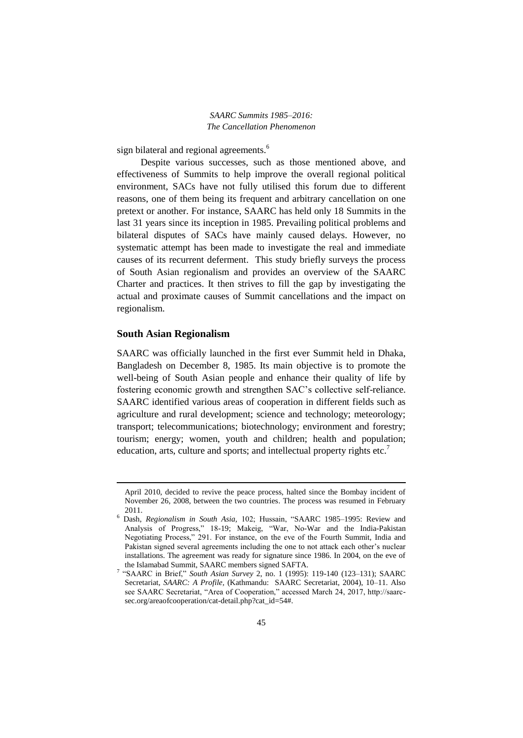sign bilateral and regional agreements.[6]

Despite various successes, such as those mentioned above, and effectiveness of Summits to help improve the overall regional political environment, SACs have not fully utilised this forum due to different reasons, one of them being its frequent and arbitrary cancellation on one pretext or another. For instance, SAARC has held only 18 Summits in the last 31 years since its inception in 1985. Prevailing political problems and bilateral disputes of SACs have mainly caused delays. However, no systematic attempt has been made to investigate the real and immediate causes of its recurrent deferment. This study briefly surveys the process of South Asian regionalism and provides an overview of the SAARC Charter and practices. It then strives to fill the gap by investigating the actual and proximate causes of Summit cancellations and the impact on regionalism.

## South Asian Regionalism

SAARC was officially launched in the first ever Summit held in Dhaka, Bangladesh on December 8, 1985. Its main objective is to promote the well-being of South Asian people and enhance their quality of life by fostering economic growth and strengthen SAC's collective self-reliance. SAARC identified various areas of cooperation in different fields such as agriculture and rural development; science and technology; meteorology; transport; telecommunications; biotechnology; environment and forestry; tourism; energy; women, youth and children; health and population; education, arts, culture and sports; and intellectual property rights etc.[7]

---

April 2010, decided to revive the peace process, halted since the Bombay incident of November 26, 2008, between the two countries. The process was resumed in February 2011.

[6] Dash, *Regionalism in South Asia,* 102; Hussain, "SAARC 1985–1995: Review and Analysis of Progress," 18-19; Makeig, "War, No-War and the India-Pakistan Negotiating Process," 291. For instance, on the eve of the Fourth Summit, India and Pakistan signed several agreements including the one to not attack each other's nuclear installations. The agreement was ready for signature since 1986. In 2004, on the eve of the Islamabad Summit, SAARC members signed SAFTA.

[7] "SAARC in Brief," *South Asian Survey* 2, no. 1 (1995): 119-140 (123–131); SAARC Secretariat, *SAARC: A Profile,* (Kathmandu: SAARC Secretariat, 2004), 10–11. Also see SAARC Secretariat, "Area of Cooperation," accessed March 24, 2017, http://saarc-sec.org/areaofcooperation/cat-detail.php?cat_id=54#.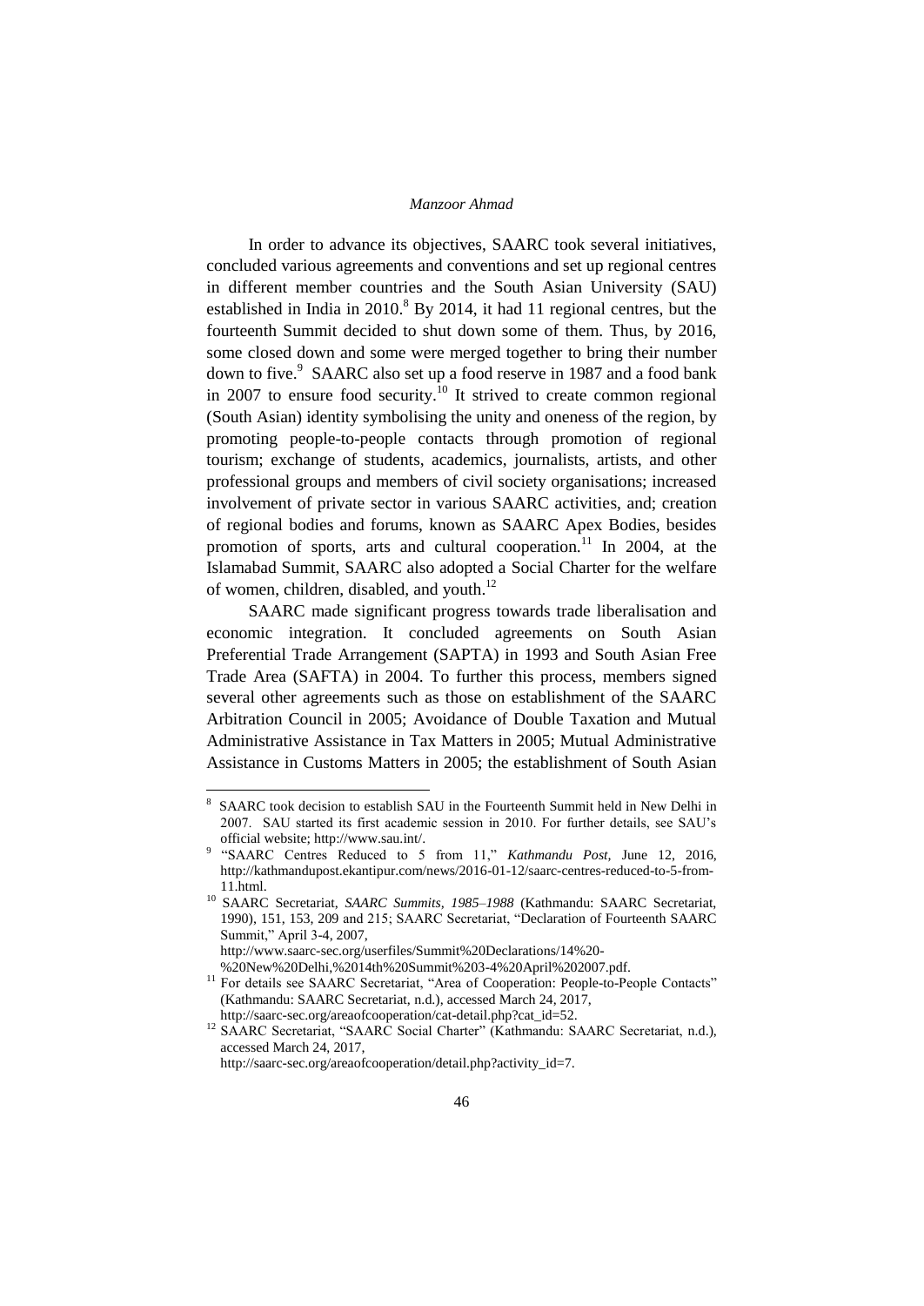In order to advance its objectives, SAARC took several initiatives, concluded various agreements and conventions and set up regional centres in different member countries and the South Asian University (SAU) established in India in 2010.[8] By 2014, it had 11 regional centres, but the fourteenth Summit decided to shut down some of them. Thus, by 2016, some closed down and some were merged together to bring their number down to five.[9] SAARC also set up a food reserve in 1987 and a food bank in 2007 to ensure food security.[10] It strived to create common regional (South Asian) identity symbolising the unity and oneness of the region, by promoting people-to-people contacts through promotion of regional tourism; exchange of students, academics, journalists, artists, and other professional groups and members of civil society organisations; increased involvement of private sector in various SAARC activities, and; creation of regional bodies and forums, known as SAARC Apex Bodies, besides promotion of sports, arts and cultural cooperation.[11] In 2004, at the Islamabad Summit, SAARC also adopted a Social Charter for the welfare of women, children, disabled, and youth.[12]

SAARC made significant progress towards trade liberalisation and economic integration. It concluded agreements on South Asian Preferential Trade Arrangement (SAPTA) in 1993 and South Asian Free Trade Area (SAFTA) in 2004. To further this process, members signed several other agreements such as those on establishment of the SAARC Arbitration Council in 2005; Avoidance of Double Taxation and Mutual Administrative Assistance in Tax Matters in 2005; Mutual Administrative Assistance in Customs Matters in 2005; the establishment of South Asian

---

[8] SAARC took decision to establish SAU in the Fourteenth Summit held in New Delhi in 2007. SAU started its first academic session in 2010. For further details, see SAU's official website; http://www.sau.int/.

[9] "SAARC Centres Reduced to 5 from 11," *Kathmandu Post*, June 12, 2016, http://kathmandupost.ekantipur.com/news/2016-01-12/saarc-centres-reduced-to-5-from-11.html.

[10] SAARC Secretariat, *SAARC Summits, 1985–1988* (Kathmandu: SAARC Secretariat, 1990), 151, 153, 209 and 215; SAARC Secretariat, "Declaration of Fourteenth SAARC Summit," April 3-4, 2007, http://www.saarc-sec.org/userfiles/Summit%20Declarations/14%20-%20New%20Delhi,%2014th%20Summit%203-4%20April%202007.pdf.

[11] For details see SAARC Secretariat, "Area of Cooperation: People-to-People Contacts" (Kathmandu: SAARC Secretariat, n.d.), accessed March 24, 2017, http://saarc-sec.org/areaofcooperation/cat-detail.php?cat_id=52.

[12] SAARC Secretariat, "SAARC Social Charter" (Kathmandu: SAARC Secretariat, n.d.), accessed March 24, 2017, http://saarc-sec.org/areaofcooperation/detail.php?activity_id=7.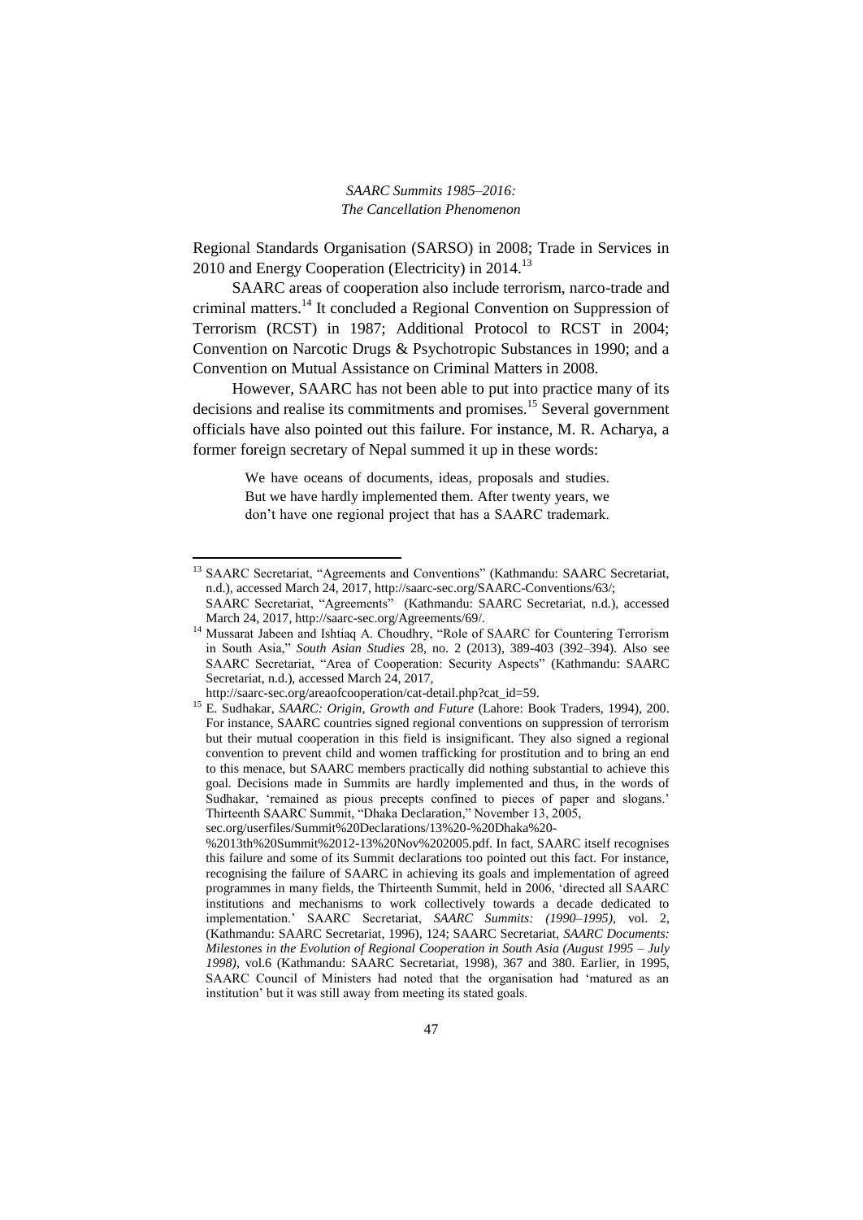Regional Standards Organisation (SARSO) in 2008; Trade in Services in 2010 and Energy Cooperation (Electricity) in 2014.[13]

SAARC areas of cooperation also include terrorism, narco-trade and criminal matters.[14] It concluded a Regional Convention on Suppression of Terrorism (RCST) in 1987; Additional Protocol to RCST in 2004; Convention on Narcotic Drugs & Psychotropic Substances in 1990; and a Convention on Mutual Assistance on Criminal Matters in 2008.

However, SAARC has not been able to put into practice many of its decisions and realise its commitments and promises.[15] Several government officials have also pointed out this failure. For instance, M. R. Acharya, a former foreign secretary of Nepal summed it up in these words:

> We have oceans of documents, ideas, proposals and studies. But we have hardly implemented them. After twenty years, we don't have one regional project that has a SAARC trademark.

---

[13] SAARC Secretariat, "Agreements and Conventions" (Kathmandu: SAARC Secretariat, n.d.), accessed March 24, 2017, http://saarc-sec.org/SAARC-Conventions/63/; SAARC Secretariat, "Agreements" (Kathmandu: SAARC Secretariat, n.d.), accessed March 24, 2017, http://saarc-sec.org/Agreements/69/.

[14] Mussarat Jabeen and Ishtiaq A. Choudhry, "Role of SAARC for Countering Terrorism in South Asia," *South Asian Studies* 28, no. 2 (2013), 389-403 (392–394). Also see SAARC Secretariat, "Area of Cooperation: Security Aspects" (Kathmandu: SAARC Secretariat, n.d.), accessed March 24, 2017, http://saarc-sec.org/areaofcooperation/cat-detail.php?cat_id=59.

[15] E. Sudhakar, *SAARC: Origin, Growth and Future* (Lahore: Book Traders, 1994), 200. For instance, SAARC countries signed regional conventions on suppression of terrorism but their mutual cooperation in this field is insignificant. They also signed a regional convention to prevent child and women trafficking for prostitution and to bring an end to this menace, but SAARC members practically did nothing substantial to achieve this goal. Decisions made in Summits are hardly implemented and thus, in the words of Sudhakar, 'remained as pious precepts confined to pieces of paper and slogans.' Thirteenth SAARC Summit, "Dhaka Declaration," November 13, 2005, sec.org/userfiles/Summit%20Declarations/13%20-%20Dhaka%20-%2013th%20Summit%2012-13%20Nov%202005.pdf. In fact, SAARC itself recognises this failure and some of its Summit declarations too pointed out this fact. For instance, recognising the failure of SAARC in achieving its goals and implementation of agreed programmes in many fields, the Thirteenth Summit, held in 2006, 'directed all SAARC institutions and mechanisms to work collectively towards a decade dedicated to implementation.' SAARC Secretariat, *SAARC Summits: (1990–1995)*, vol. 2, (Kathmandu: SAARC Secretariat, 1996), 124; SAARC Secretariat, *SAARC Documents: Milestones in the Evolution of Regional Cooperation in South Asia (August 1995 – July 1998)*, vol.6 (Kathmandu: SAARC Secretariat, 1998), 367 and 380. Earlier, in 1995, SAARC Council of Ministers had noted that the organisation had 'matured as an institution' but it was still away from meeting its stated goals.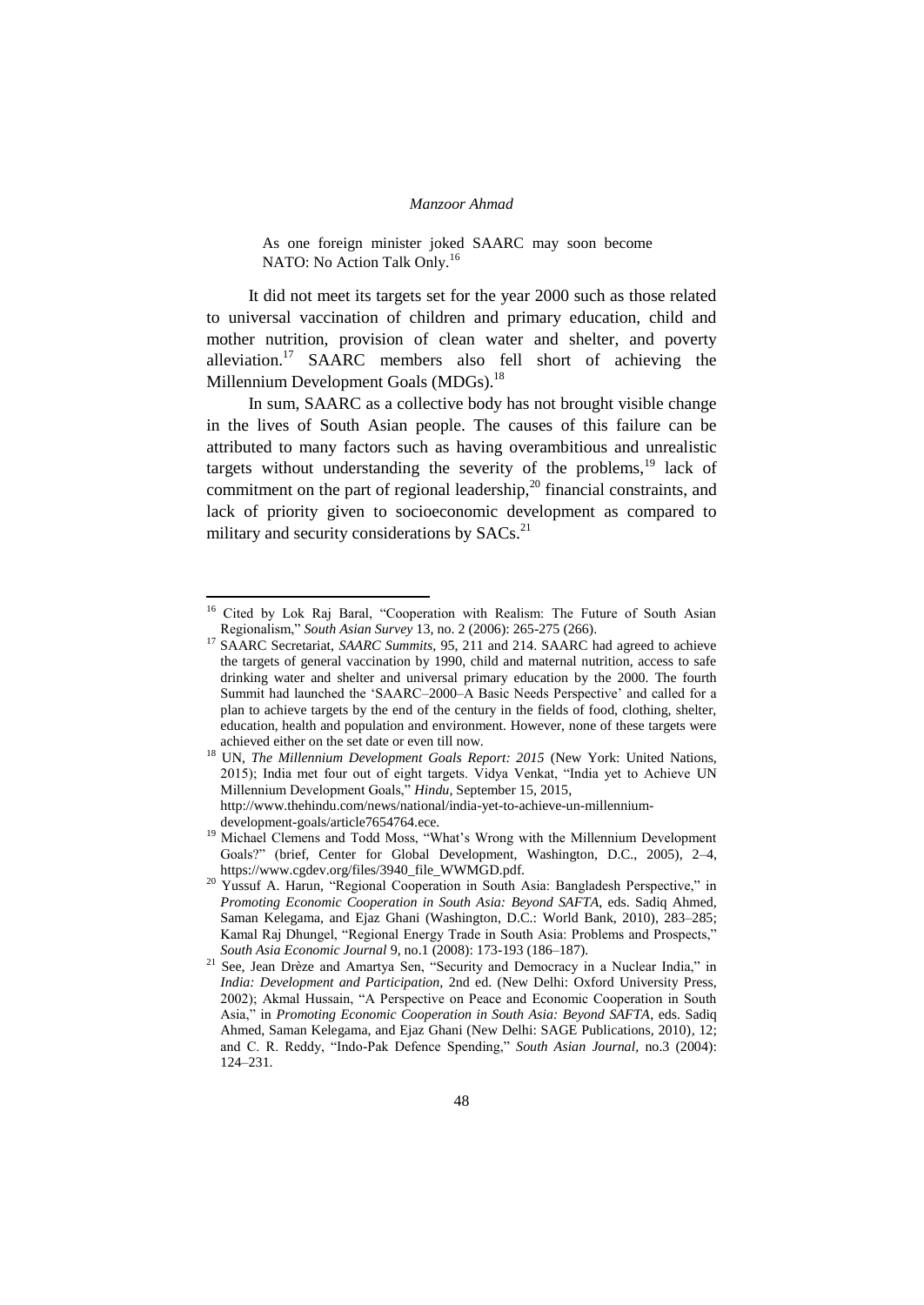> As one foreign minister joked SAARC may soon become NATO: No Action Talk Only.[16]

It did not meet its targets set for the year 2000 such as those related to universal vaccination of children and primary education, child and mother nutrition, provision of clean water and shelter, and poverty alleviation.[17] SAARC members also fell short of achieving the Millennium Development Goals (MDGs).[18]

In sum, SAARC as a collective body has not brought visible change in the lives of South Asian people. The causes of this failure can be attributed to many factors such as having overambitious and unrealistic targets without understanding the severity of the problems,[19] lack of commitment on the part of regional leadership,[20] financial constraints, and lack of priority given to socioeconomic development as compared to military and security considerations by SACs.[21]

---

[16] Cited by Lok Raj Baral, "Cooperation with Realism: The Future of South Asian Regionalism," *South Asian Survey* 13, no. 2 (2006): 265-275 (266).

[17] SAARC Secretariat, *SAARC Summits*, 95, 211 and 214. SAARC had agreed to achieve the targets of general vaccination by 1990, child and maternal nutrition, access to safe drinking water and shelter and universal primary education by the 2000. The fourth Summit had launched the 'SAARC–2000–A Basic Needs Perspective' and called for a plan to achieve targets by the end of the century in the fields of food, clothing, shelter, education, health and population and environment. However, none of these targets were achieved either on the set date or even till now.

[18] UN, *The Millennium Development Goals Report: 2015* (New York: United Nations, 2015); India met four out of eight targets. Vidya Venkat, "India yet to Achieve UN Millennium Development Goals," *Hindu*, September 15, 2015, http://www.thehindu.com/news/national/india-yet-to-achieve-un-millennium-development-goals/article7654764.ece.

[19] Michael Clemens and Todd Moss, "What's Wrong with the Millennium Development Goals?" (brief, Center for Global Development, Washington, D.C., 2005), 2–4, https://www.cgdev.org/files/3940_file_WWMGD.pdf.

[20] Yussuf A. Harun, "Regional Cooperation in South Asia: Bangladesh Perspective," in *Promoting Economic Cooperation in South Asia: Beyond SAFTA*, eds. Sadiq Ahmed, Saman Kelegama, and Ejaz Ghani (Washington, D.C.: World Bank, 2010), 283–285; Kamal Raj Dhungel, "Regional Energy Trade in South Asia: Problems and Prospects," *South Asia Economic Journal* 9, no.1 (2008): 173-193 (186–187).

[21] See, Jean Drèze and Amartya Sen, "Security and Democracy in a Nuclear India," in *India: Development and Participation*, 2nd ed. (New Delhi: Oxford University Press, 2002); Akmal Hussain, "A Perspective on Peace and Economic Cooperation in South Asia," in *Promoting Economic Cooperation in South Asia: Beyond SAFTA*, eds. Sadiq Ahmed, Saman Kelegama, and Ejaz Ghani (New Delhi: SAGE Publications, 2010), 12; and C. R. Reddy, "Indo-Pak Defence Spending," *South Asian Journal*, no.3 (2004): 124–231.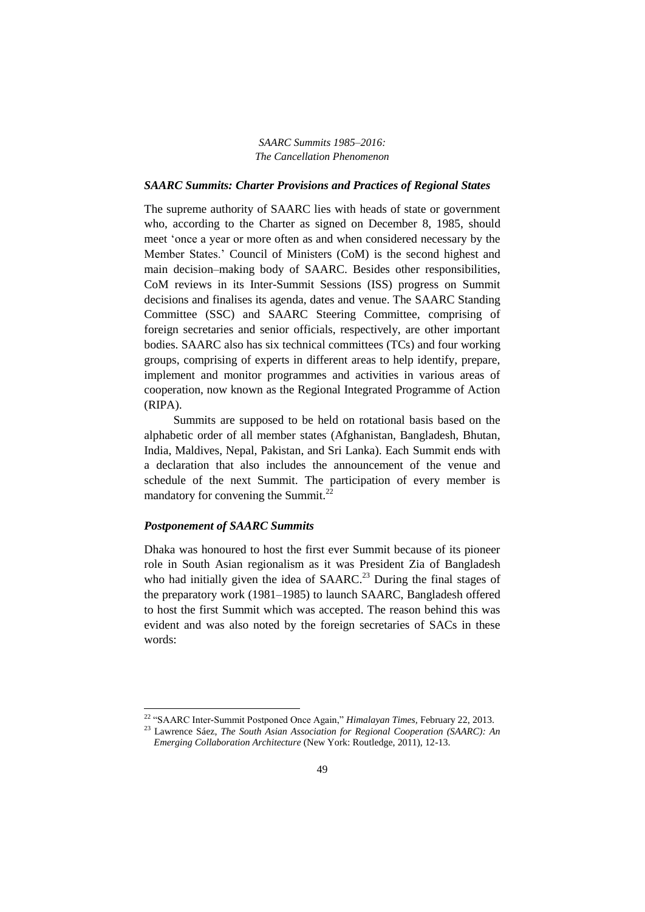### *SAARC Summits: Charter Provisions and Practices of Regional States*

The supreme authority of SAARC lies with heads of state or government who, according to the Charter as signed on December 8, 1985, should meet 'once a year or more often as and when considered necessary by the Member States.' Council of Ministers (CoM) is the second highest and main decision–making body of SAARC. Besides other responsibilities, CoM reviews in its Inter-Summit Sessions (ISS) progress on Summit decisions and finalises its agenda, dates and venue. The SAARC Standing Committee (SSC) and SAARC Steering Committee, comprising of foreign secretaries and senior officials, respectively, are other important bodies. SAARC also has six technical committees (TCs) and four working groups, comprising of experts in different areas to help identify, prepare, implement and monitor programmes and activities in various areas of cooperation, now known as the Regional Integrated Programme of Action (RIPA).

Summits are supposed to be held on rotational basis based on the alphabetic order of all member states (Afghanistan, Bangladesh, Bhutan, India, Maldives, Nepal, Pakistan, and Sri Lanka). Each Summit ends with a declaration that also includes the announcement of the venue and schedule of the next Summit. The participation of every member is mandatory for convening the Summit.[22]

### *Postponement of SAARC Summits*

Dhaka was honoured to host the first ever Summit because of its pioneer role in South Asian regionalism as it was President Zia of Bangladesh who had initially given the idea of SAARC.[23] During the final stages of the preparatory work (1981–1985) to launch SAARC, Bangladesh offered to host the first Summit which was accepted. The reason behind this was evident and was also noted by the foreign secretaries of SACs in these words:

---

[22] "SAARC Inter-Summit Postponed Once Again," *Himalayan Times*, February 22, 2013.

[23] Lawrence Sáez, *The South Asian Association for Regional Cooperation (SAARC): An Emerging Collaboration Architecture* (New York: Routledge, 2011), 12-13.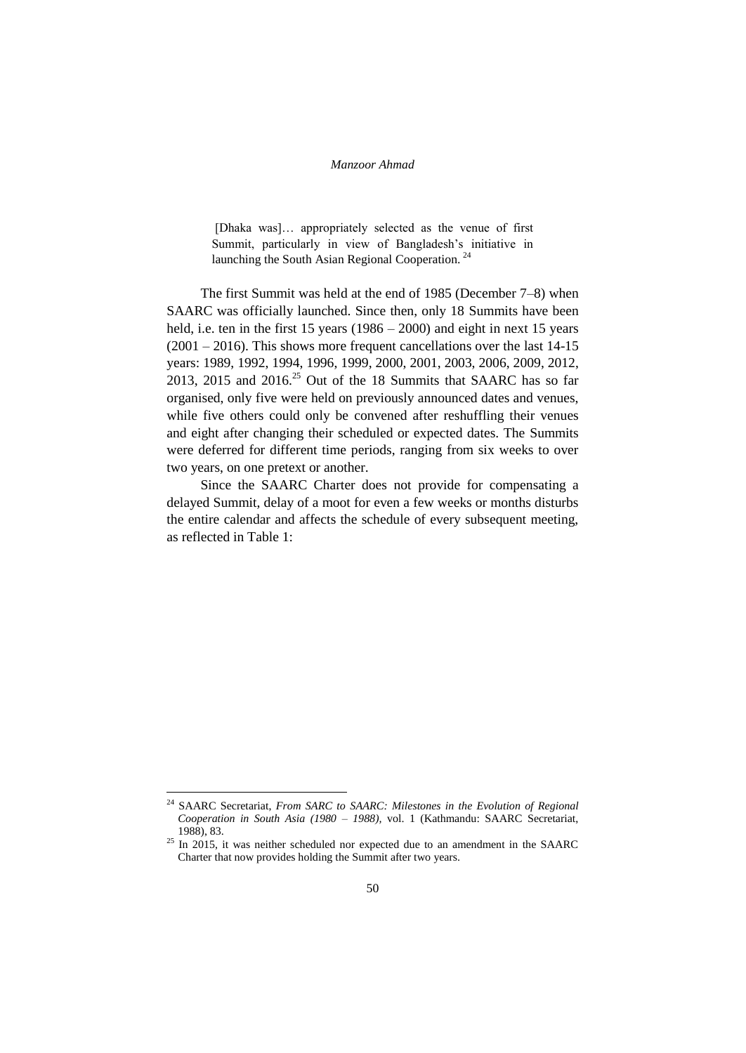> [Dhaka was]… appropriately selected as the venue of first Summit, particularly in view of Bangladesh's initiative in launching the South Asian Regional Cooperation.[24]

The first Summit was held at the end of 1985 (December 7–8) when SAARC was officially launched. Since then, only 18 Summits have been held, i.e. ten in the first 15 years (1986 – 2000) and eight in next 15 years (2001 – 2016). This shows more frequent cancellations over the last 14-15 years: 1989, 1992, 1994, 1996, 1999, 2000, 2001, 2003, 2006, 2009, 2012, 2013, 2015 and 2016.[25] Out of the 18 Summits that SAARC has so far organised, only five were held on previously announced dates and venues, while five others could only be convened after reshuffling their venues and eight after changing their scheduled or expected dates. The Summits were deferred for different time periods, ranging from six weeks to over two years, on one pretext or another.

Since the SAARC Charter does not provide for compensating a delayed Summit, delay of a moot for even a few weeks or months disturbs the entire calendar and affects the schedule of every subsequent meeting, as reflected in Table 1:

---

[24] SAARC Secretariat, *From SARC to SAARC: Milestones in the Evolution of Regional Cooperation in South Asia (1980 – 1988)*, vol. 1 (Kathmandu: SAARC Secretariat, 1988), 83.

[25] In 2015, it was neither scheduled nor expected due to an amendment in the SAARC Charter that now provides holding the Summit after two years.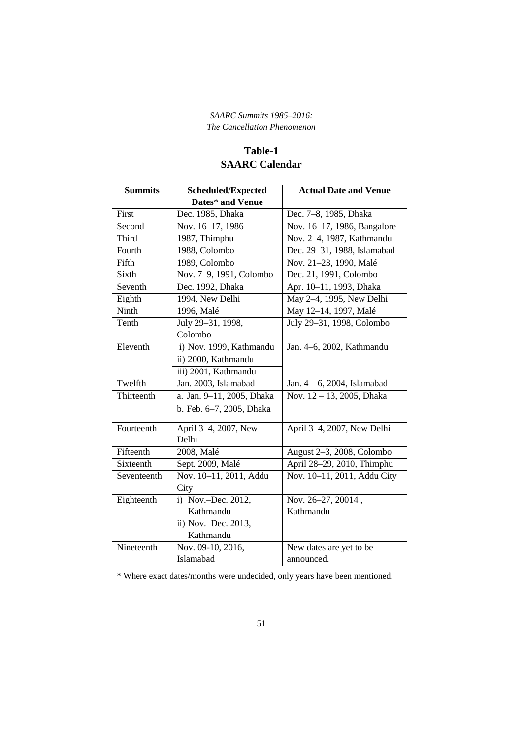*SAARC Summits 1985–2016:*
*The Cancellation Phenomenon*

## Table-1
## SAARC Calendar

| Summits | Scheduled/Expected Dates* and Venue | Actual Date and Venue |
|---|---|---|
| First | Dec. 1985, Dhaka | Dec. 7–8, 1985, Dhaka |
| Second | Nov. 16–17, 1986 | Nov. 16–17, 1986, Bangalore |
| Third | 1987, Thimphu | Nov. 2–4, 1987, Kathmandu |
| Fourth | 1988, Colombo | Dec. 29–31, 1988, Islamabad |
| Fifth | 1989, Colombo | Nov. 21–23, 1990, Malé |
| Sixth | Nov. 7–9, 1991, Colombo | Dec. 21, 1991, Colombo |
| Seventh | Dec. 1992, Dhaka | Apr. 10–11, 1993, Dhaka |
| Eighth | 1994, New Delhi | May 2–4, 1995, New Delhi |
| Ninth | 1996, Malé | May 12–14, 1997, Malé |
| Tenth | July 29–31, 1998, Colombo | July 29–31, 1998, Colombo |
| Eleventh | i) Nov. 1999, Kathmandu | Jan. 4–6, 2002, Kathmandu |
| | ii) 2000, Kathmandu | |
| | iii) 2001, Kathmandu | |
| Twelfth | Jan. 2003, Islamabad | Jan. 4 – 6, 2004, Islamabad |
| Thirteenth | a. Jan. 9–11, 2005, Dhaka | Nov. 12 – 13, 2005, Dhaka |
| | b. Feb. 6–7, 2005, Dhaka | |
| Fourteenth | April 3–4, 2007, New Delhi | April 3–4, 2007, New Delhi |
| Fifteenth | 2008, Malé | August 2–3, 2008, Colombo |
| Sixteenth | Sept. 2009, Malé | April 28–29, 2010, Thimphu |
| Seventeenth | Nov. 10–11, 2011, Addu City | Nov. 10–11, 2011, Addu City |
| Eighteenth | i) Nov.–Dec. 2012, Kathmandu | Nov. 26–27, 20014 , Kathmandu |
| | ii) Nov.–Dec. 2013, Kathmandu | |
| Nineteenth | Nov. 09-10, 2016, Islamabad | New dates are yet to be announced. |

* Where exact dates/months were undecided, only years have been mentioned.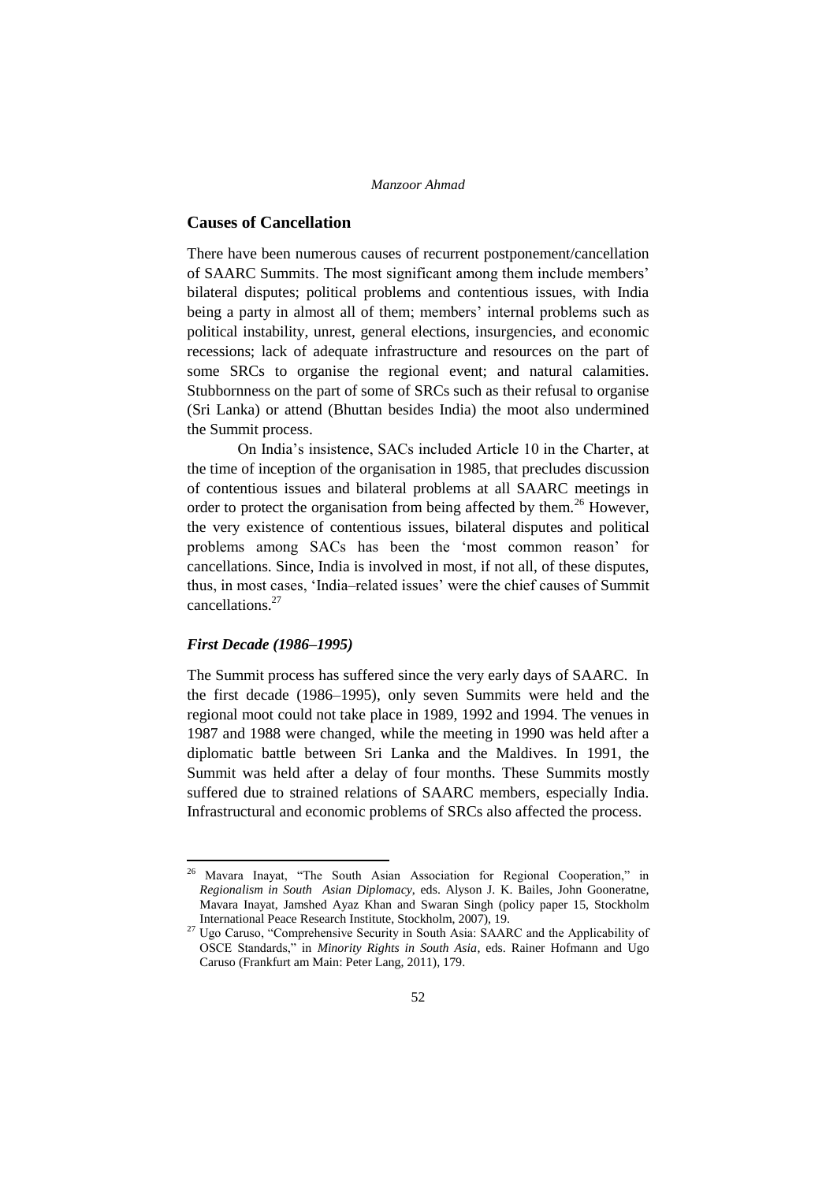## Causes of Cancellation

There have been numerous causes of recurrent postponement/cancellation of SAARC Summits. The most significant among them include members' bilateral disputes; political problems and contentious issues, with India being a party in almost all of them; members' internal problems such as political instability, unrest, general elections, insurgencies, and economic recessions; lack of adequate infrastructure and resources on the part of some SRCs to organise the regional event; and natural calamities. Stubbornness on the part of some of SRCs such as their refusal to organise (Sri Lanka) or attend (Bhuttan besides India) the moot also undermined the Summit process.

On India's insistence, SACs included Article 10 in the Charter, at the time of inception of the organisation in 1985, that precludes discussion of contentious issues and bilateral problems at all SAARC meetings in order to protect the organisation from being affected by them.[26] However, the very existence of contentious issues, bilateral disputes and political problems among SACs has been the 'most common reason' for cancellations. Since, India is involved in most, if not all, of these disputes, thus, in most cases, 'India–related issues' were the chief causes of Summit cancellations.[27]

### *First Decade (1986–1995)*

The Summit process has suffered since the very early days of SAARC. In the first decade (1986–1995), only seven Summits were held and the regional moot could not take place in 1989, 1992 and 1994. The venues in 1987 and 1988 were changed, while the meeting in 1990 was held after a diplomatic battle between Sri Lanka and the Maldives. In 1991, the Summit was held after a delay of four months. These Summits mostly suffered due to strained relations of SAARC members, especially India. Infrastructural and economic problems of SRCs also affected the process.

---

[26] Mavara Inayat, "The South Asian Association for Regional Cooperation," in *Regionalism in South Asian Diplomacy*, eds. Alyson J. K. Bailes, John Gooneratne, Mavara Inayat, Jamshed Ayaz Khan and Swaran Singh (policy paper 15, Stockholm International Peace Research Institute, Stockholm, 2007), 19.

[27] Ugo Caruso, "Comprehensive Security in South Asia: SAARC and the Applicability of OSCE Standards," in *Minority Rights in South Asia*, eds. Rainer Hofmann and Ugo Caruso (Frankfurt am Main: Peter Lang, 2011), 179.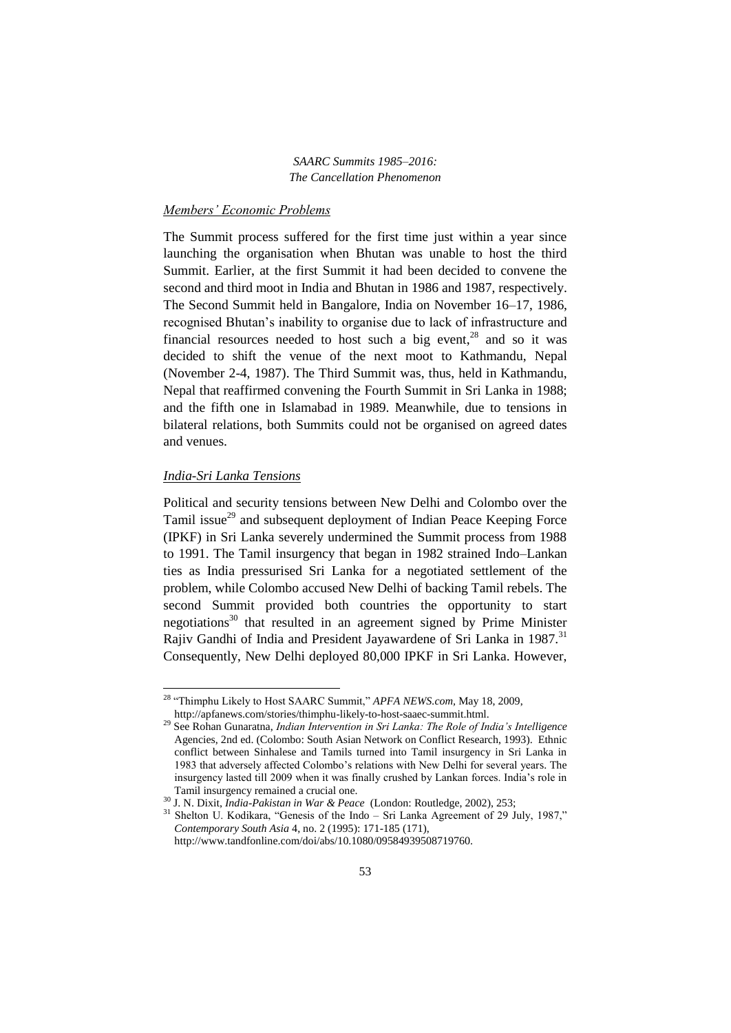### *Members' Economic Problems*

The Summit process suffered for the first time just within a year since launching the organisation when Bhutan was unable to host the third Summit. Earlier, at the first Summit it had been decided to convene the second and third moot in India and Bhutan in 1986 and 1987, respectively. The Second Summit held in Bangalore, India on November 16–17, 1986, recognised Bhutan's inability to organise due to lack of infrastructure and financial resources needed to host such a big event,[28] and so it was decided to shift the venue of the next moot to Kathmandu, Nepal (November 2-4, 1987). The Third Summit was, thus, held in Kathmandu, Nepal that reaffirmed convening the Fourth Summit in Sri Lanka in 1988; and the fifth one in Islamabad in 1989. Meanwhile, due to tensions in bilateral relations, both Summits could not be organised on agreed dates and venues.

### *India-Sri Lanka Tensions*

Political and security tensions between New Delhi and Colombo over the Tamil issue[29] and subsequent deployment of Indian Peace Keeping Force (IPKF) in Sri Lanka severely undermined the Summit process from 1988 to 1991. The Tamil insurgency that began in 1982 strained Indo–Lankan ties as India pressurised Sri Lanka for a negotiated settlement of the problem, while Colombo accused New Delhi of backing Tamil rebels. The second Summit provided both countries the opportunity to start negotiations[30] that resulted in an agreement signed by Prime Minister Rajiv Gandhi of India and President Jayawardene of Sri Lanka in 1987.[31] Consequently, New Delhi deployed 80,000 IPKF in Sri Lanka. However,

---

[28] "Thimphu Likely to Host SAARC Summit," *APFA NEWS.com*, May 18, 2009, http://apfanews.com/stories/thimphu-likely-to-host-saaec-summit.html.

[29] See Rohan Gunaratna, *Indian Intervention in Sri Lanka: The Role of India's Intelligence* Agencies, 2nd ed. (Colombo: South Asian Network on Conflict Research, 1993). Ethnic conflict between Sinhalese and Tamils turned into Tamil insurgency in Sri Lanka in 1983 that adversely affected Colombo's relations with New Delhi for several years. The insurgency lasted till 2009 when it was finally crushed by Lankan forces. India's role in Tamil insurgency remained a crucial one.

[30] J. N. Dixit, *India-Pakistan in War & Peace* (London: Routledge, 2002), 253;

[31] Shelton U. Kodikara, "Genesis of the Indo – Sri Lanka Agreement of 29 July, 1987," *Contemporary South Asia* 4, no. 2 (1995): 171-185 (171), http://www.tandfonline.com/doi/abs/10.1080/09584939508719760.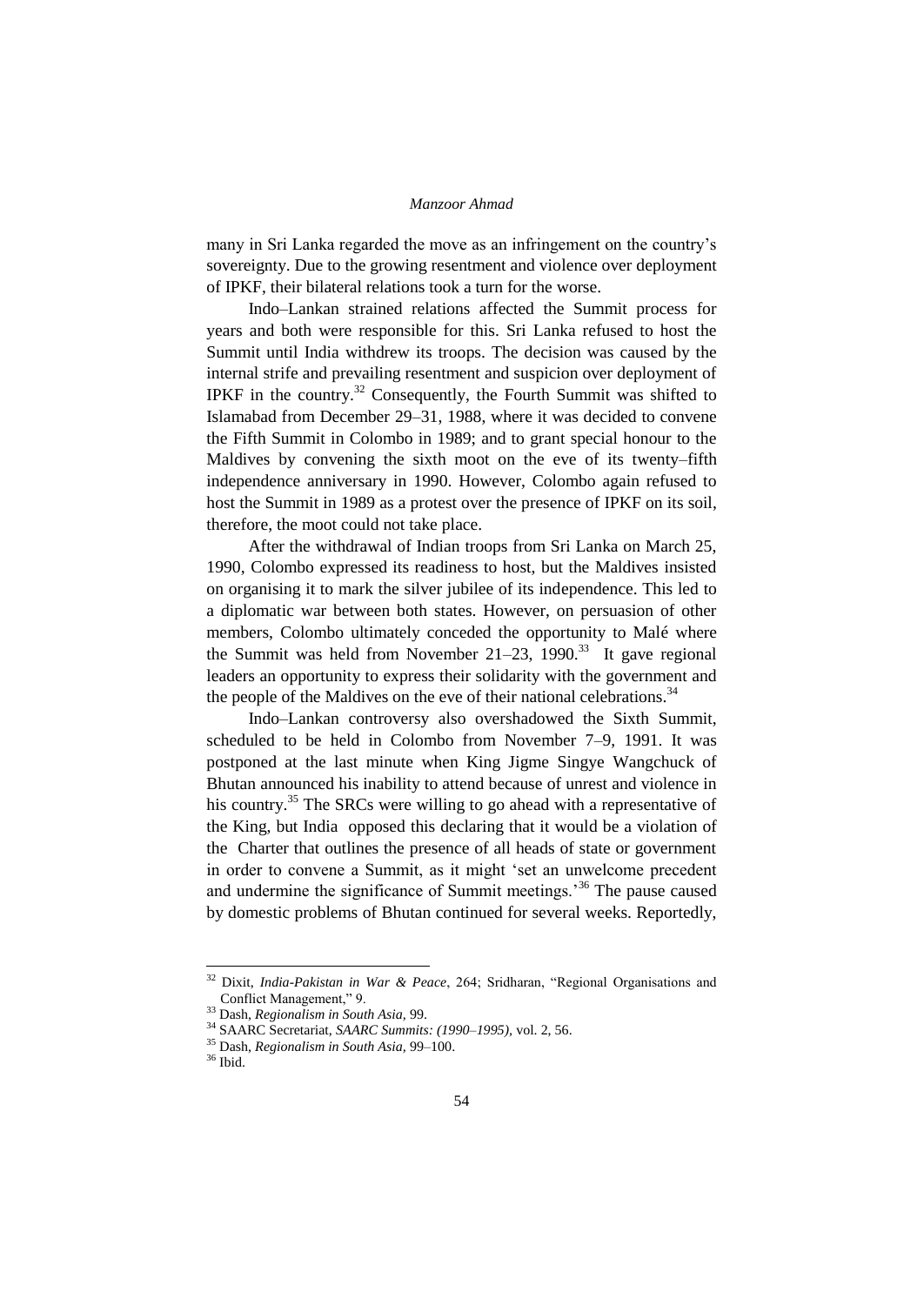many in Sri Lanka regarded the move as an infringement on the country's sovereignty. Due to the growing resentment and violence over deployment of IPKF, their bilateral relations took a turn for the worse.

Indo–Lankan strained relations affected the Summit process for years and both were responsible for this. Sri Lanka refused to host the Summit until India withdrew its troops. The decision was caused by the internal strife and prevailing resentment and suspicion over deployment of IPKF in the country.[32] Consequently, the Fourth Summit was shifted to Islamabad from December 29–31, 1988, where it was decided to convene the Fifth Summit in Colombo in 1989; and to grant special honour to the Maldives by convening the sixth moot on the eve of its twenty–fifth independence anniversary in 1990. However, Colombo again refused to host the Summit in 1989 as a protest over the presence of IPKF on its soil, therefore, the moot could not take place.

After the withdrawal of Indian troops from Sri Lanka on March 25, 1990, Colombo expressed its readiness to host, but the Maldives insisted on organising it to mark the silver jubilee of its independence. This led to a diplomatic war between both states. However, on persuasion of other members, Colombo ultimately conceded the opportunity to Malé where the Summit was held from November 21–23, 1990.[33] It gave regional leaders an opportunity to express their solidarity with the government and the people of the Maldives on the eve of their national celebrations.[34]

Indo–Lankan controversy also overshadowed the Sixth Summit, scheduled to be held in Colombo from November 7–9, 1991. It was postponed at the last minute when King Jigme Singye Wangchuck of Bhutan announced his inability to attend because of unrest and violence in his country.[35] The SRCs were willing to go ahead with a representative of the King, but India opposed this declaring that it would be a violation of the Charter that outlines the presence of all heads of state or government in order to convene a Summit, as it might 'set an unwelcome precedent and undermine the significance of Summit meetings.'[36] The pause caused by domestic problems of Bhutan continued for several weeks. Reportedly,

---

[32] Dixit, *India-Pakistan in War & Peace*, 264; Sridharan, "Regional Organisations and Conflict Management," 9.

[33] Dash, *Regionalism in South Asia,* 99.

[34] SAARC Secretariat, *SAARC Summits: (1990–1995),* vol. 2, 56.

[35] Dash, *Regionalism in South Asia,* 99–100.

[36] Ibid.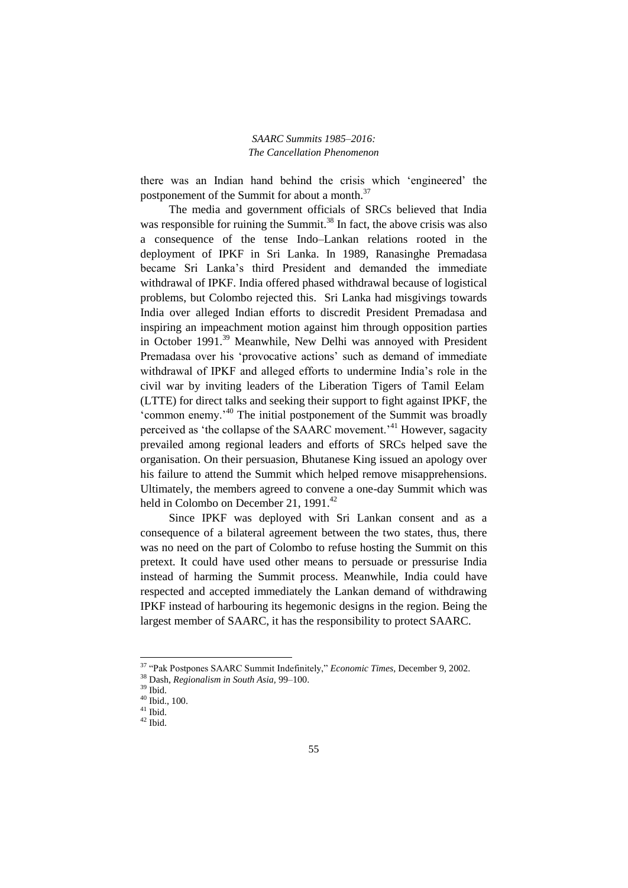there was an Indian hand behind the crisis which 'engineered' the postponement of the Summit for about a month.[37]

The media and government officials of SRCs believed that India was responsible for ruining the Summit.[38] In fact, the above crisis was also a consequence of the tense Indo–Lankan relations rooted in the deployment of IPKF in Sri Lanka. In 1989, Ranasinghe Premadasa became Sri Lanka's third President and demanded the immediate withdrawal of IPKF. India offered phased withdrawal because of logistical problems, but Colombo rejected this. Sri Lanka had misgivings towards India over alleged Indian efforts to discredit President Premadasa and inspiring an impeachment motion against him through opposition parties in October 1991.[39] Meanwhile, New Delhi was annoyed with President Premadasa over his 'provocative actions' such as demand of immediate withdrawal of IPKF and alleged efforts to undermine India's role in the civil war by inviting leaders of the Liberation Tigers of Tamil Eelam (LTTE) for direct talks and seeking their support to fight against IPKF, the 'common enemy.'[40] The initial postponement of the Summit was broadly perceived as 'the collapse of the SAARC movement.'[41] However, sagacity prevailed among regional leaders and efforts of SRCs helped save the organisation. On their persuasion, Bhutanese King issued an apology over his failure to attend the Summit which helped remove misapprehensions. Ultimately, the members agreed to convene a one-day Summit which was held in Colombo on December 21, 1991.[42]

Since IPKF was deployed with Sri Lankan consent and as a consequence of a bilateral agreement between the two states, thus, there was no need on the part of Colombo to refuse hosting the Summit on this pretext. It could have used other means to persuade or pressurise India instead of harming the Summit process. Meanwhile, India could have respected and accepted immediately the Lankan demand of withdrawing IPKF instead of harbouring its hegemonic designs in the region. Being the largest member of SAARC, it has the responsibility to protect SAARC.

---

[37] "Pak Postpones SAARC Summit Indefinitely," *Economic Times*, December 9, 2002.

[38] Dash, *Regionalism in South Asia*, 99–100.

[39] Ibid.

[40] Ibid., 100.

[41] Ibid.

[42] Ibid.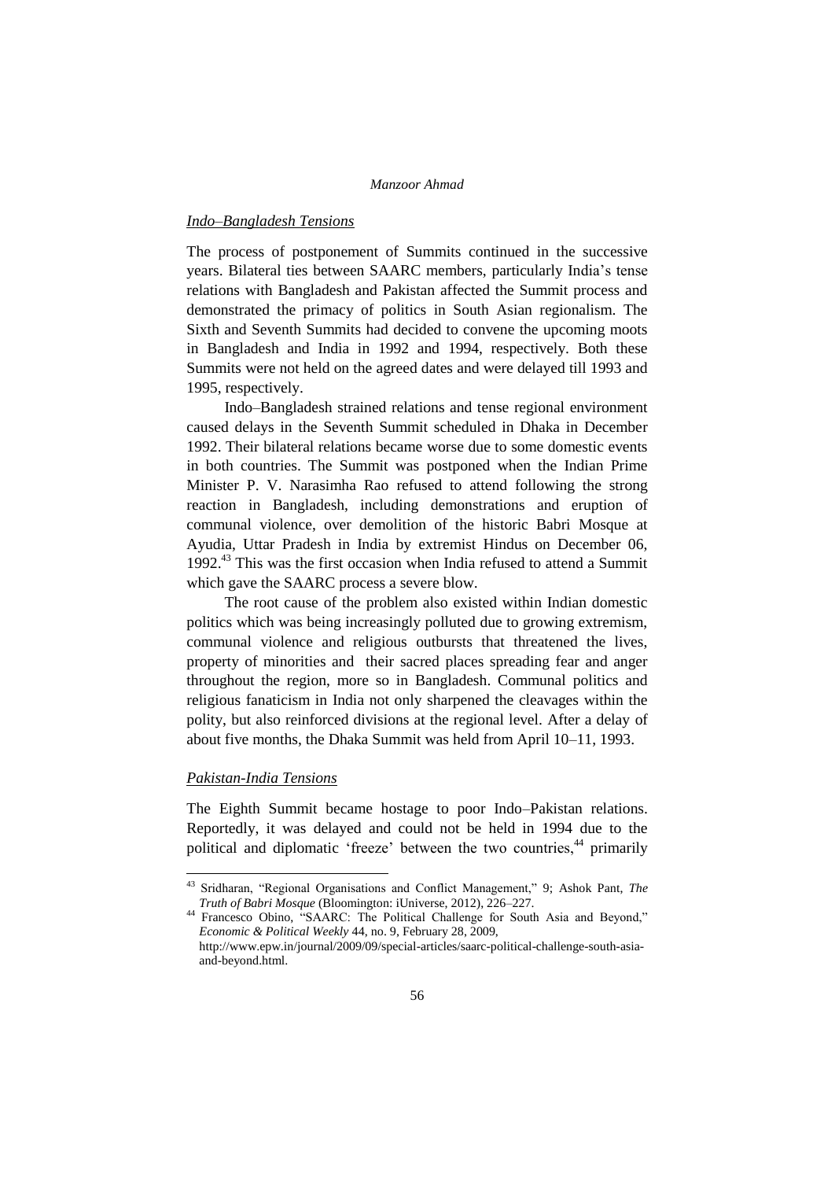### *Indo–Bangladesh Tensions*

The process of postponement of Summits continued in the successive years. Bilateral ties between SAARC members, particularly India's tense relations with Bangladesh and Pakistan affected the Summit process and demonstrated the primacy of politics in South Asian regionalism. The Sixth and Seventh Summits had decided to convene the upcoming moots in Bangladesh and India in 1992 and 1994, respectively. Both these Summits were not held on the agreed dates and were delayed till 1993 and 1995, respectively.

Indo–Bangladesh strained relations and tense regional environment caused delays in the Seventh Summit scheduled in Dhaka in December 1992. Their bilateral relations became worse due to some domestic events in both countries. The Summit was postponed when the Indian Prime Minister P. V. Narasimha Rao refused to attend following the strong reaction in Bangladesh, including demonstrations and eruption of communal violence, over demolition of the historic Babri Mosque at Ayudia, Uttar Pradesh in India by extremist Hindus on December 06, 1992.[43] This was the first occasion when India refused to attend a Summit which gave the SAARC process a severe blow.

The root cause of the problem also existed within Indian domestic politics which was being increasingly polluted due to growing extremism, communal violence and religious outbursts that threatened the lives, property of minorities and their sacred places spreading fear and anger throughout the region, more so in Bangladesh. Communal politics and religious fanaticism in India not only sharpened the cleavages within the polity, but also reinforced divisions at the regional level. After a delay of about five months, the Dhaka Summit was held from April 10–11, 1993.

### *Pakistan-India Tensions*

The Eighth Summit became hostage to poor Indo–Pakistan relations. Reportedly, it was delayed and could not be held in 1994 due to the political and diplomatic 'freeze' between the two countries,[44] primarily

---

[43] Sridharan, "Regional Organisations and Conflict Management," 9; Ashok Pant, *The Truth of Babri Mosque* (Bloomington: iUniverse, 2012), 226–227.

[44] Francesco Obino, "SAARC: The Political Challenge for South Asia and Beyond," *Economic & Political Weekly* 44, no. 9, February 28, 2009, http://www.epw.in/journal/2009/09/special-articles/saarc-political-challenge-south-asia-and-beyond.html.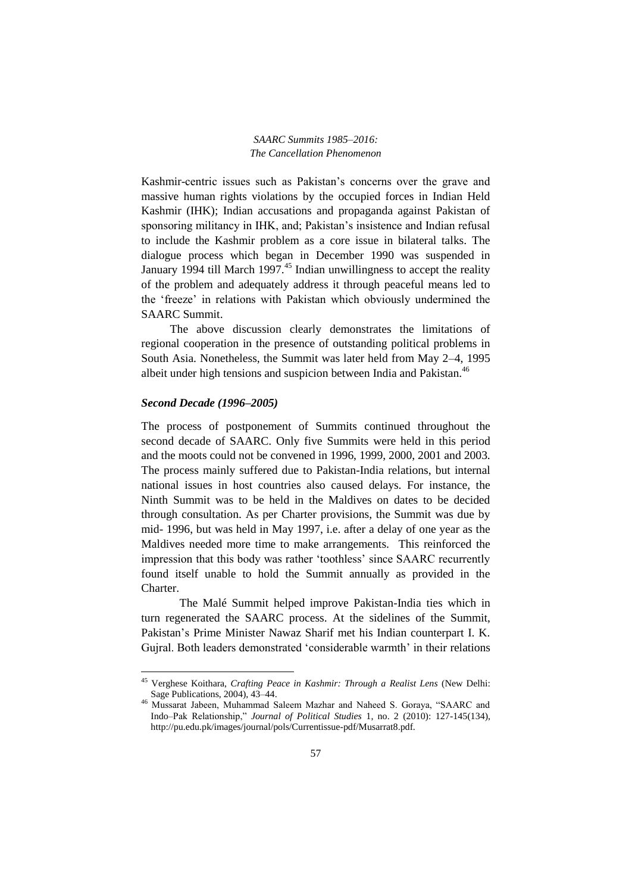Kashmir-centric issues such as Pakistan's concerns over the grave and massive human rights violations by the occupied forces in Indian Held Kashmir (IHK); Indian accusations and propaganda against Pakistan of sponsoring militancy in IHK, and; Pakistan's insistence and Indian refusal to include the Kashmir problem as a core issue in bilateral talks. The dialogue process which began in December 1990 was suspended in January 1994 till March 1997.[45] Indian unwillingness to accept the reality of the problem and adequately address it through peaceful means led to the 'freeze' in relations with Pakistan which obviously undermined the SAARC Summit.

The above discussion clearly demonstrates the limitations of regional cooperation in the presence of outstanding political problems in South Asia. Nonetheless, the Summit was later held from May 2–4, 1995 albeit under high tensions and suspicion between India and Pakistan.[46]

### *Second Decade (1996–2005)*

The process of postponement of Summits continued throughout the second decade of SAARC. Only five Summits were held in this period and the moots could not be convened in 1996, 1999, 2000, 2001 and 2003. The process mainly suffered due to Pakistan-India relations, but internal national issues in host countries also caused delays. For instance, the Ninth Summit was to be held in the Maldives on dates to be decided through consultation. As per Charter provisions, the Summit was due by mid- 1996, but was held in May 1997, i.e. after a delay of one year as the Maldives needed more time to make arrangements. This reinforced the impression that this body was rather 'toothless' since SAARC recurrently found itself unable to hold the Summit annually as provided in the Charter.

The Malé Summit helped improve Pakistan-India ties which in turn regenerated the SAARC process. At the sidelines of the Summit, Pakistan's Prime Minister Nawaz Sharif met his Indian counterpart I. K. Gujral. Both leaders demonstrated 'considerable warmth' in their relations

---

[45] Verghese Koithara, *Crafting Peace in Kashmir: Through a Realist Lens* (New Delhi: Sage Publications, 2004), 43–44.

[46] Mussarat Jabeen, Muhammad Saleem Mazhar and Naheed S. Goraya, "SAARC and Indo–Pak Relationship," *Journal of Political Studies* 1, no. 2 (2010): 127-145(134), http://pu.edu.pk/images/journal/pols/Currentissue-pdf/Musarrat8.pdf.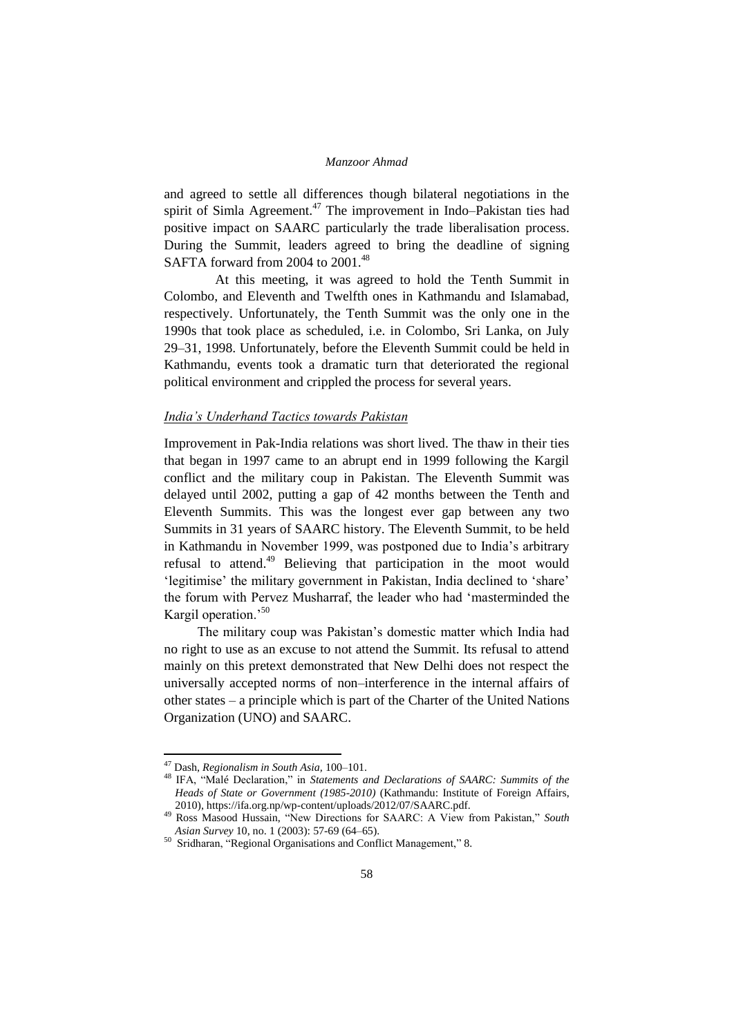and agreed to settle all differences though bilateral negotiations in the spirit of Simla Agreement.[47] The improvement in Indo–Pakistan ties had positive impact on SAARC particularly the trade liberalisation process. During the Summit, leaders agreed to bring the deadline of signing SAFTA forward from 2004 to 2001.[48]

At this meeting, it was agreed to hold the Tenth Summit in Colombo, and Eleventh and Twelfth ones in Kathmandu and Islamabad, respectively. Unfortunately, the Tenth Summit was the only one in the 1990s that took place as scheduled, i.e. in Colombo, Sri Lanka, on July 29–31, 1998. Unfortunately, before the Eleventh Summit could be held in Kathmandu, events took a dramatic turn that deteriorated the regional political environment and crippled the process for several years.

### *India's Underhand Tactics towards Pakistan*

Improvement in Pak-India relations was short lived. The thaw in their ties that began in 1997 came to an abrupt end in 1999 following the Kargil conflict and the military coup in Pakistan. The Eleventh Summit was delayed until 2002, putting a gap of 42 months between the Tenth and Eleventh Summits. This was the longest ever gap between any two Summits in 31 years of SAARC history. The Eleventh Summit, to be held in Kathmandu in November 1999, was postponed due to India's arbitrary refusal to attend.[49] Believing that participation in the moot would 'legitimise' the military government in Pakistan, India declined to 'share' the forum with Pervez Musharraf, the leader who had 'masterminded the Kargil operation.'[50]

The military coup was Pakistan's domestic matter which India had no right to use as an excuse to not attend the Summit. Its refusal to attend mainly on this pretext demonstrated that New Delhi does not respect the universally accepted norms of non–interference in the internal affairs of other states – a principle which is part of the Charter of the United Nations Organization (UNO) and SAARC.

---

[47] Dash, *Regionalism in South Asia*, 100–101.

[48] IFA, "Malé Declaration," in *Statements and Declarations of SAARC: Summits of the Heads of State or Government (1985-2010)* (Kathmandu: Institute of Foreign Affairs, 2010), https://ifa.org.np/wp-content/uploads/2012/07/SAARC.pdf.

[49] Ross Masood Hussain, "New Directions for SAARC: A View from Pakistan," *South Asian Survey* 10, no. 1 (2003): 57-69 (64–65).

[50] Sridharan, "Regional Organisations and Conflict Management," 8.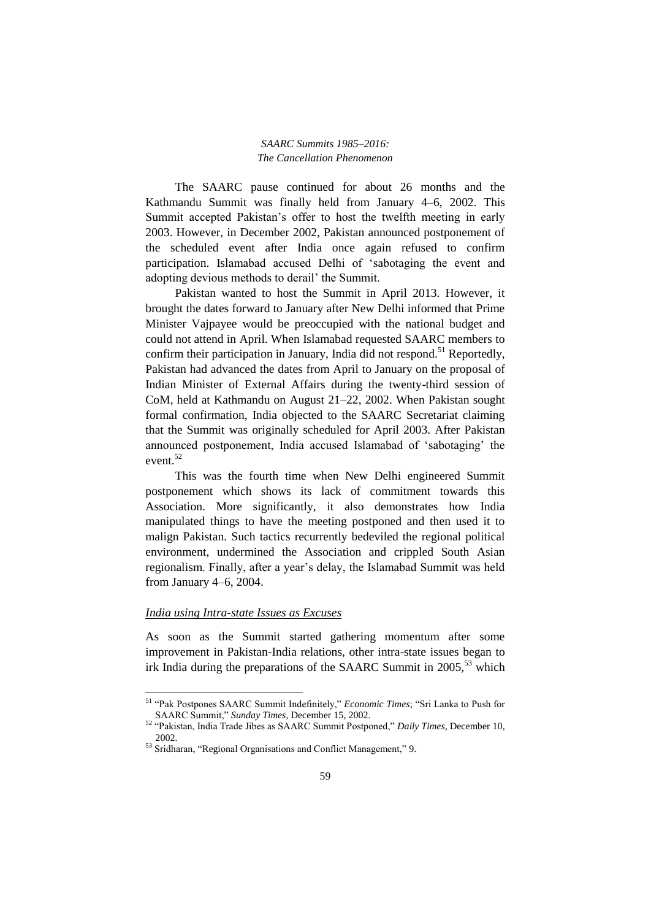The SAARC pause continued for about 26 months and the Kathmandu Summit was finally held from January 4–6, 2002. This Summit accepted Pakistan's offer to host the twelfth meeting in early 2003. However, in December 2002, Pakistan announced postponement of the scheduled event after India once again refused to confirm participation. Islamabad accused Delhi of 'sabotaging the event and adopting devious methods to derail' the Summit.

Pakistan wanted to host the Summit in April 2013. However, it brought the dates forward to January after New Delhi informed that Prime Minister Vajpayee would be preoccupied with the national budget and could not attend in April. When Islamabad requested SAARC members to confirm their participation in January, India did not respond.[51] Reportedly, Pakistan had advanced the dates from April to January on the proposal of Indian Minister of External Affairs during the twenty-third session of CoM, held at Kathmandu on August 21–22, 2002. When Pakistan sought formal confirmation, India objected to the SAARC Secretariat claiming that the Summit was originally scheduled for April 2003. After Pakistan announced postponement, India accused Islamabad of 'sabotaging' the event.[52]

This was the fourth time when New Delhi engineered Summit postponement which shows its lack of commitment towards this Association. More significantly, it also demonstrates how India manipulated things to have the meeting postponed and then used it to malign Pakistan. Such tactics recurrently bedeviled the regional political environment, undermined the Association and crippled South Asian regionalism. Finally, after a year's delay, the Islamabad Summit was held from January 4–6, 2004.

#### *India using Intra-state Issues as Excuses*

As soon as the Summit started gathering momentum after some improvement in Pakistan-India relations, other intra-state issues began to irk India during the preparations of the SAARC Summit in 2005,[53] which

---

[51] "Pak Postpones SAARC Summit Indefinitely," *Economic Times*; "Sri Lanka to Push for SAARC Summit," *Sunday Times*, December 15, 2002.

[52] "Pakistan, India Trade Jibes as SAARC Summit Postponed," *Daily Times*, December 10, 2002.

[53] Sridharan, "Regional Organisations and Conflict Management," 9.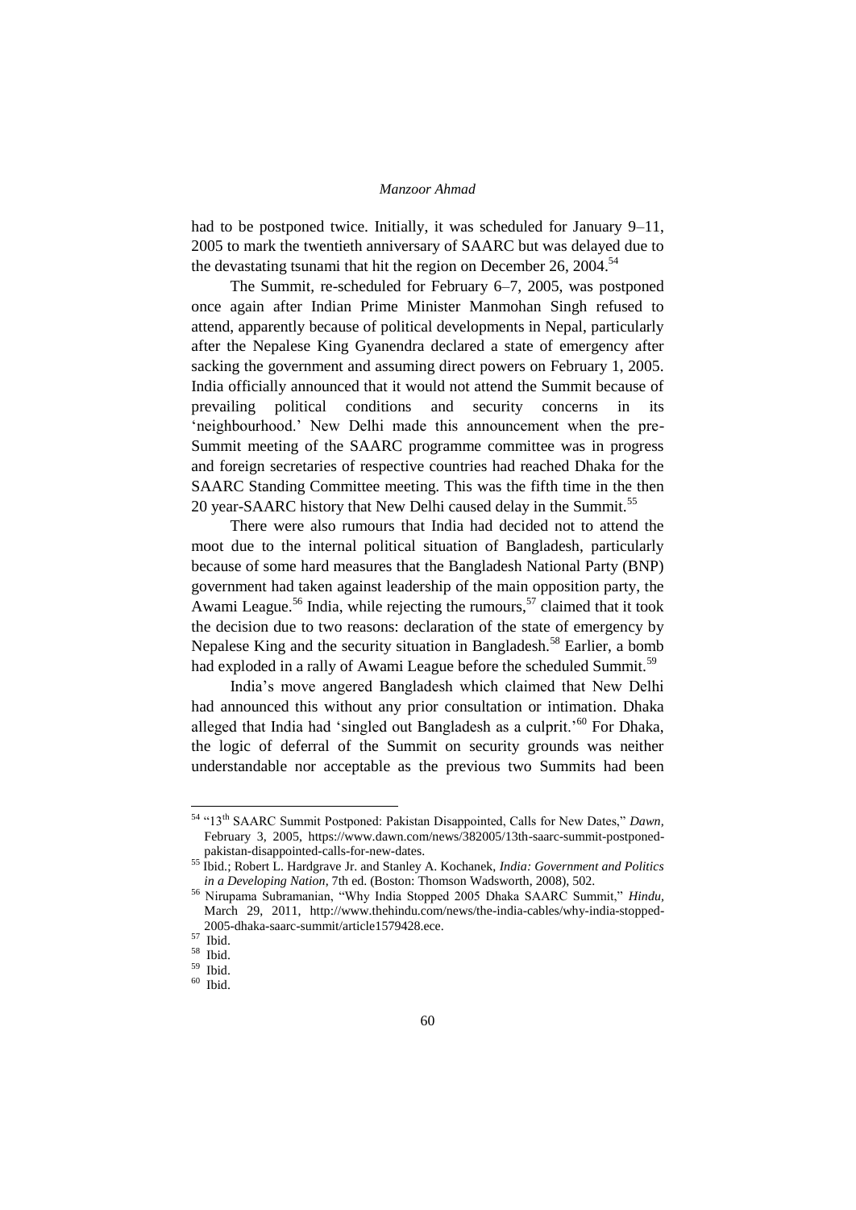had to be postponed twice. Initially, it was scheduled for January 9–11, 2005 to mark the twentieth anniversary of SAARC but was delayed due to the devastating tsunami that hit the region on December 26, 2004.[54]

The Summit, re-scheduled for February 6–7, 2005, was postponed once again after Indian Prime Minister Manmohan Singh refused to attend, apparently because of political developments in Nepal, particularly after the Nepalese King Gyanendra declared a state of emergency after sacking the government and assuming direct powers on February 1, 2005. India officially announced that it would not attend the Summit because of prevailing political conditions and security concerns in its 'neighbourhood.' New Delhi made this announcement when the pre-Summit meeting of the SAARC programme committee was in progress and foreign secretaries of respective countries had reached Dhaka for the SAARC Standing Committee meeting. This was the fifth time in the then 20 year-SAARC history that New Delhi caused delay in the Summit.[55]

There were also rumours that India had decided not to attend the moot due to the internal political situation of Bangladesh, particularly because of some hard measures that the Bangladesh National Party (BNP) government had taken against leadership of the main opposition party, the Awami League.[56] India, while rejecting the rumours,[57] claimed that it took the decision due to two reasons: declaration of the state of emergency by Nepalese King and the security situation in Bangladesh.[58] Earlier, a bomb had exploded in a rally of Awami League before the scheduled Summit.[59]

India's move angered Bangladesh which claimed that New Delhi had announced this without any prior consultation or intimation. Dhaka alleged that India had 'singled out Bangladesh as a culprit.'[60] For Dhaka, the logic of deferral of the Summit on security grounds was neither understandable nor acceptable as the previous two Summits had been

---

[54] "13th SAARC Summit Postponed: Pakistan Disappointed, Calls for New Dates," *Dawn*, February 3, 2005, https://www.dawn.com/news/382005/13th-saarc-summit-postponed-pakistan-disappointed-calls-for-new-dates.

[55] Ibid.; Robert L. Hardgrave Jr. and Stanley A. Kochanek, *India: Government and Politics in a Developing Nation*, 7th ed. (Boston: Thomson Wadsworth, 2008), 502.

[56] Nirupama Subramanian, "Why India Stopped 2005 Dhaka SAARC Summit," *Hindu*, March 29, 2011, http://www.thehindu.com/news/the-india-cables/why-india-stopped-2005-dhaka-saarc-summit/article1579428.ece.

[57] Ibid.

[58] Ibid.

[59] Ibid.

[60] Ibid.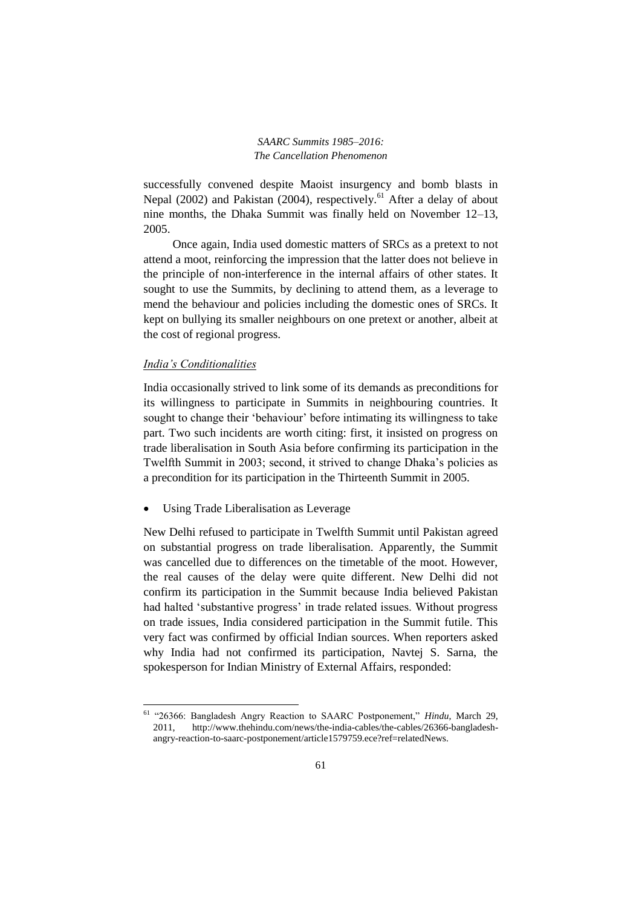successfully convened despite Maoist insurgency and bomb blasts in Nepal (2002) and Pakistan (2004), respectively.[61] After a delay of about nine months, the Dhaka Summit was finally held on November 12–13, 2005.

Once again, India used domestic matters of SRCs as a pretext to not attend a moot, reinforcing the impression that the latter does not believe in the principle of non-interference in the internal affairs of other states. It sought to use the Summits, by declining to attend them, as a leverage to mend the behaviour and policies including the domestic ones of SRCs. It kept on bullying its smaller neighbours on one pretext or another, albeit at the cost of regional progress.

### *India's Conditionalities*

India occasionally strived to link some of its demands as preconditions for its willingness to participate in Summits in neighbouring countries. It sought to change their 'behaviour' before intimating its willingness to take part. Two such incidents are worth citing: first, it insisted on progress on trade liberalisation in South Asia before confirming its participation in the Twelfth Summit in 2003; second, it strived to change Dhaka's policies as a precondition for its participation in the Thirteenth Summit in 2005.

- Using Trade Liberalisation as Leverage

New Delhi refused to participate in Twelfth Summit until Pakistan agreed on substantial progress on trade liberalisation. Apparently, the Summit was cancelled due to differences on the timetable of the moot. However, the real causes of the delay were quite different. New Delhi did not confirm its participation in the Summit because India believed Pakistan had halted 'substantive progress' in trade related issues. Without progress on trade issues, India considered participation in the Summit futile. This very fact was confirmed by official Indian sources. When reporters asked why India had not confirmed its participation, Navtej S. Sarna, the spokesperson for Indian Ministry of External Affairs, responded:

---

[61] "26366: Bangladesh Angry Reaction to SAARC Postponement," *Hindu*, March 29, 2011, http://www.thehindu.com/news/the-india-cables/the-cables/26366-bangladesh-angry-reaction-to-saarc-postponement/article1579759.ece?ref=relatedNews.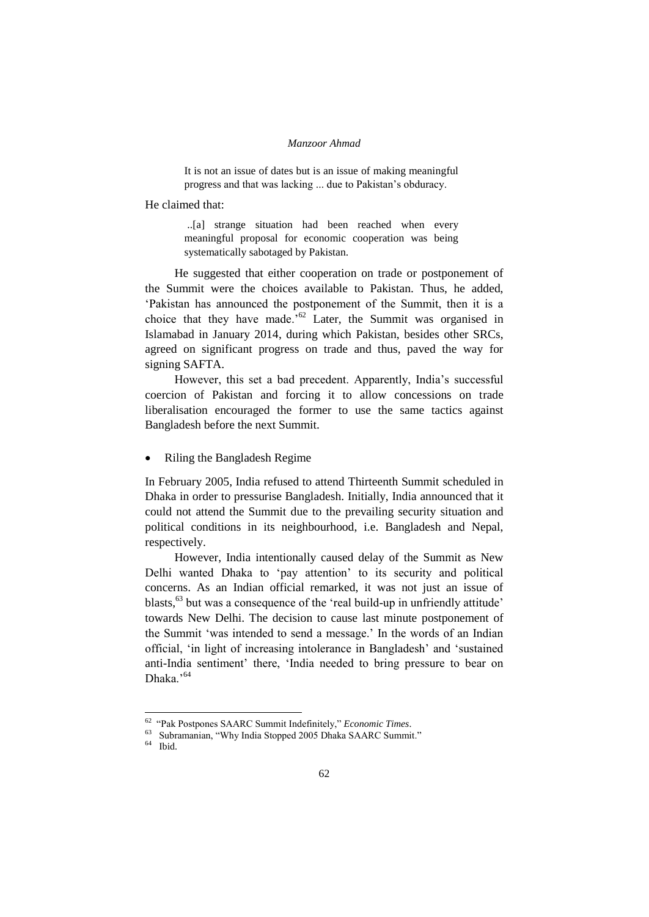> It is not an issue of dates but is an issue of making meaningful progress and that was lacking ... due to Pakistan's obduracy.

He claimed that:

> ..[a] strange situation had been reached when every meaningful proposal for economic cooperation was being systematically sabotaged by Pakistan.

He suggested that either cooperation on trade or postponement of the Summit were the choices available to Pakistan. Thus, he added, 'Pakistan has announced the postponement of the Summit, then it is a choice that they have made.'[62] Later, the Summit was organised in Islamabad in January 2014, during which Pakistan, besides other SRCs, agreed on significant progress on trade and thus, paved the way for signing SAFTA.

However, this set a bad precedent. Apparently, India's successful coercion of Pakistan and forcing it to allow concessions on trade liberalisation encouraged the former to use the same tactics against Bangladesh before the next Summit.

- Riling the Bangladesh Regime

In February 2005, India refused to attend Thirteenth Summit scheduled in Dhaka in order to pressurise Bangladesh. Initially, India announced that it could not attend the Summit due to the prevailing security situation and political conditions in its neighbourhood, i.e. Bangladesh and Nepal, respectively.

However, India intentionally caused delay of the Summit as New Delhi wanted Dhaka to 'pay attention' to its security and political concerns. As an Indian official remarked, it was not just an issue of blasts,[63] but was a consequence of the 'real build-up in unfriendly attitude' towards New Delhi. The decision to cause last minute postponement of the Summit 'was intended to send a message.' In the words of an Indian official, 'in light of increasing intolerance in Bangladesh' and 'sustained anti-India sentiment' there, 'India needed to bring pressure to bear on Dhaka.'[64]

---

[62] "Pak Postpones SAARC Summit Indefinitely," *Economic Times*.

[63] Subramanian, "Why India Stopped 2005 Dhaka SAARC Summit."

[64] Ibid.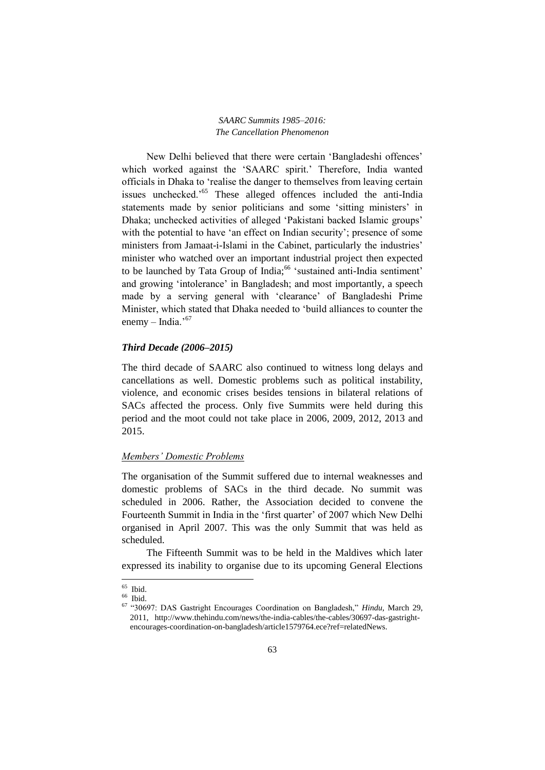New Delhi believed that there were certain 'Bangladeshi offences' which worked against the 'SAARC spirit.' Therefore, India wanted officials in Dhaka to 'realise the danger to themselves from leaving certain issues unchecked.'[65] These alleged offences included the anti-India statements made by senior politicians and some 'sitting ministers' in Dhaka; unchecked activities of alleged 'Pakistani backed Islamic groups' with the potential to have 'an effect on Indian security'; presence of some ministers from Jamaat-i-Islami in the Cabinet, particularly the industries' minister who watched over an important industrial project then expected to be launched by Tata Group of India;[66] 'sustained anti-India sentiment' and growing 'intolerance' in Bangladesh; and most importantly, a speech made by a serving general with 'clearance' of Bangladeshi Prime Minister, which stated that Dhaka needed to 'build alliances to counter the enemy – India.'[67]

### *Third Decade (2006–2015)*

The third decade of SAARC also continued to witness long delays and cancellations as well. Domestic problems such as political instability, violence, and economic crises besides tensions in bilateral relations of SACs affected the process. Only five Summits were held during this period and the moot could not take place in 2006, 2009, 2012, 2013 and 2015.

#### Members' Domestic Problems

The organisation of the Summit suffered due to internal weaknesses and domestic problems of SACs in the third decade. No summit was scheduled in 2006. Rather, the Association decided to convene the Fourteenth Summit in India in the 'first quarter' of 2007 which New Delhi organised in April 2007. This was the only Summit that was held as scheduled.

The Fifteenth Summit was to be held in the Maldives which later expressed its inability to organise due to its upcoming General Elections

---

[65] Ibid.

[66] Ibid.

[67] "30697: DAS Gastright Encourages Coordination on Bangladesh," *Hindu*, March 29, 2011, http://www.thehindu.com/news/the-india-cables/the-cables/30697-das-gastright-encourages-coordination-on-bangladesh/article1579764.ece?ref=relatedNews.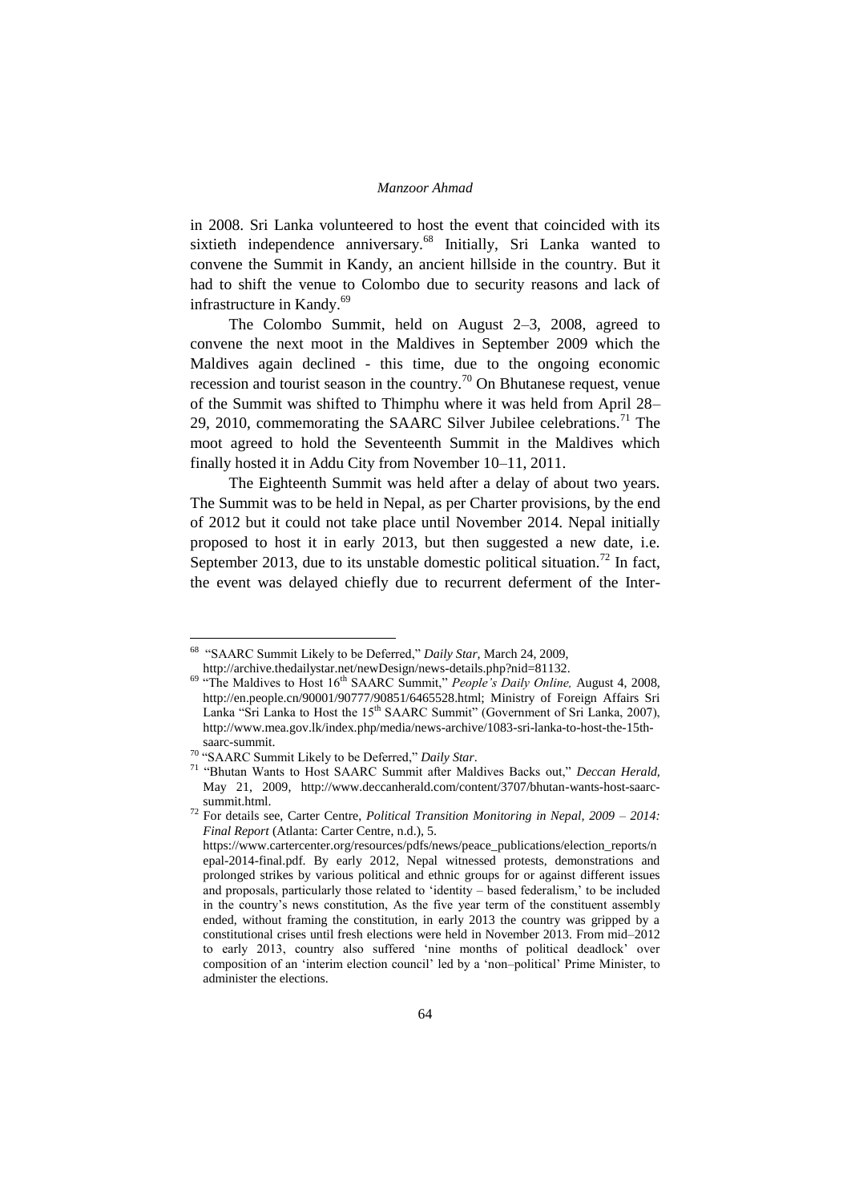in 2008. Sri Lanka volunteered to host the event that coincided with its sixtieth independence anniversary.[68] Initially, Sri Lanka wanted to convene the Summit in Kandy, an ancient hillside in the country. But it had to shift the venue to Colombo due to security reasons and lack of infrastructure in Kandy.[69]

The Colombo Summit, held on August 2–3, 2008, agreed to convene the next moot in the Maldives in September 2009 which the Maldives again declined - this time, due to the ongoing economic recession and tourist season in the country.[70] On Bhutanese request, venue of the Summit was shifted to Thimphu where it was held from April 28–29, 2010, commemorating the SAARC Silver Jubilee celebrations.[71] The moot agreed to hold the Seventeenth Summit in the Maldives which finally hosted it in Addu City from November 10–11, 2011.

The Eighteenth Summit was held after a delay of about two years. The Summit was to be held in Nepal, as per Charter provisions, by the end of 2012 but it could not take place until November 2014. Nepal initially proposed to host it in early 2013, but then suggested a new date, i.e. September 2013, due to its unstable domestic political situation.[72] In fact, the event was delayed chiefly due to recurrent deferment of the Inter-

---

[68] "SAARC Summit Likely to be Deferred," *Daily Star*, March 24, 2009, http://archive.thedailystar.net/newDesign/news-details.php?nid=81132.

[69] "The Maldives to Host 16th SAARC Summit," *People's Daily Online,* August 4, 2008, http://en.people.cn/90001/90777/90851/6465528.html; Ministry of Foreign Affairs Sri Lanka "Sri Lanka to Host the 15th SAARC Summit" (Government of Sri Lanka, 2007), http://www.mea.gov.lk/index.php/media/news-archive/1083-sri-lanka-to-host-the-15th-saarc-summit.

[70] "SAARC Summit Likely to be Deferred," *Daily Star*.

[71] "Bhutan Wants to Host SAARC Summit after Maldives Backs out," *Deccan Herald,* May 21, 2009, http://www.deccanherald.com/content/3707/bhutan-wants-host-saarc-summit.html.

[72] For details see, Carter Centre, *Political Transition Monitoring in Nepal, 2009 – 2014: Final Report* (Atlanta: Carter Centre, n.d.), 5. https://www.cartercenter.org/resources/pdfs/news/peace_publications/election_reports/nepal-2014-final.pdf. By early 2012, Nepal witnessed protests, demonstrations and prolonged strikes by various political and ethnic groups for or against different issues and proposals, particularly those related to 'identity – based federalism,' to be included in the country's news constitution, As the five year term of the constituent assembly ended, without framing the constitution, in early 2013 the country was gripped by a constitutional crises until fresh elections were held in November 2013. From mid–2012 to early 2013, country also suffered 'nine months of political deadlock' over composition of an 'interim election council' led by a 'non–political' Prime Minister, to administer the elections.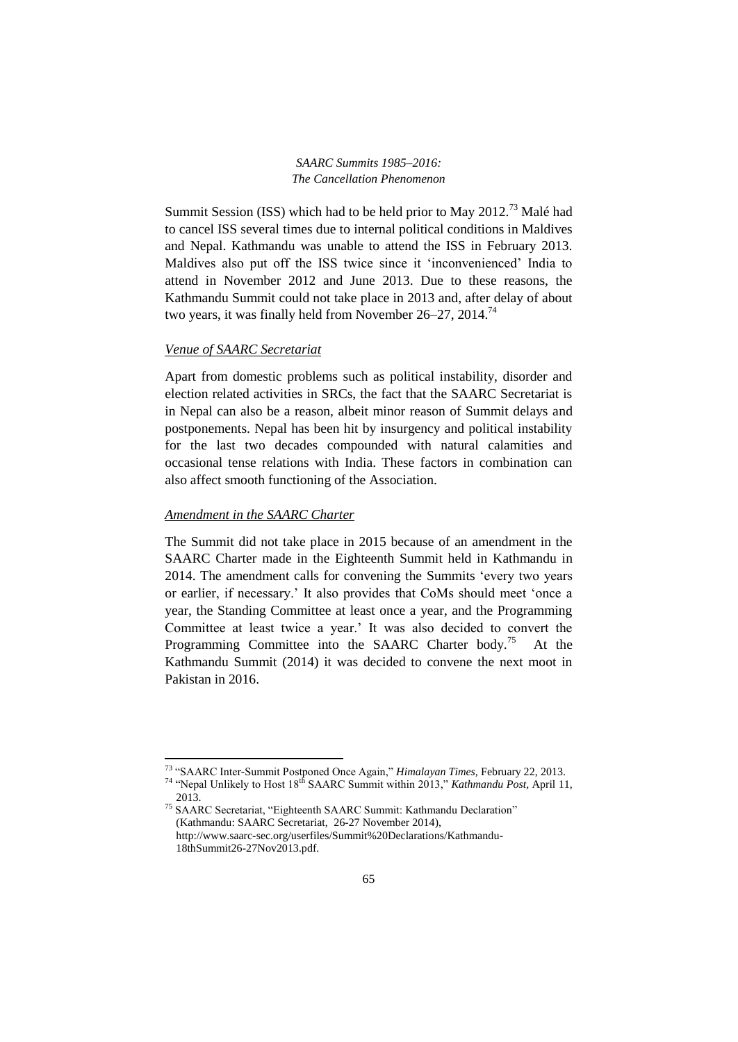Summit Session (ISS) which had to be held prior to May 2012.[73] Malé had to cancel ISS several times due to internal political conditions in Maldives and Nepal. Kathmandu was unable to attend the ISS in February 2013. Maldives also put off the ISS twice since it 'inconvenienced' India to attend in November 2012 and June 2013. Due to these reasons, the Kathmandu Summit could not take place in 2013 and, after delay of about two years, it was finally held from November 26–27, 2014.[74]

### *Venue of SAARC Secretariat*

Apart from domestic problems such as political instability, disorder and election related activities in SRCs, the fact that the SAARC Secretariat is in Nepal can also be a reason, albeit minor reason of Summit delays and postponements. Nepal has been hit by insurgency and political instability for the last two decades compounded with natural calamities and occasional tense relations with India. These factors in combination can also affect smooth functioning of the Association.

### *Amendment in the SAARC Charter*

The Summit did not take place in 2015 because of an amendment in the SAARC Charter made in the Eighteenth Summit held in Kathmandu in 2014. The amendment calls for convening the Summits 'every two years or earlier, if necessary.' It also provides that CoMs should meet 'once a year, the Standing Committee at least once a year, and the Programming Committee at least twice a year.' It was also decided to convert the Programming Committee into the SAARC Charter body.[75] At the Kathmandu Summit (2014) it was decided to convene the next moot in Pakistan in 2016.

---

[73] "SAARC Inter-Summit Postponed Once Again," *Himalayan Times*, February 22, 2013.

[74] "Nepal Unlikely to Host 18th SAARC Summit within 2013," *Kathmandu Post*, April 11, 2013.

[75] SAARC Secretariat, "Eighteenth SAARC Summit: Kathmandu Declaration" (Kathmandu: SAARC Secretariat, 26-27 November 2014), http://www.saarc-sec.org/userfiles/Summit%20Declarations/Kathmandu-18thSummit26-27Nov2013.pdf.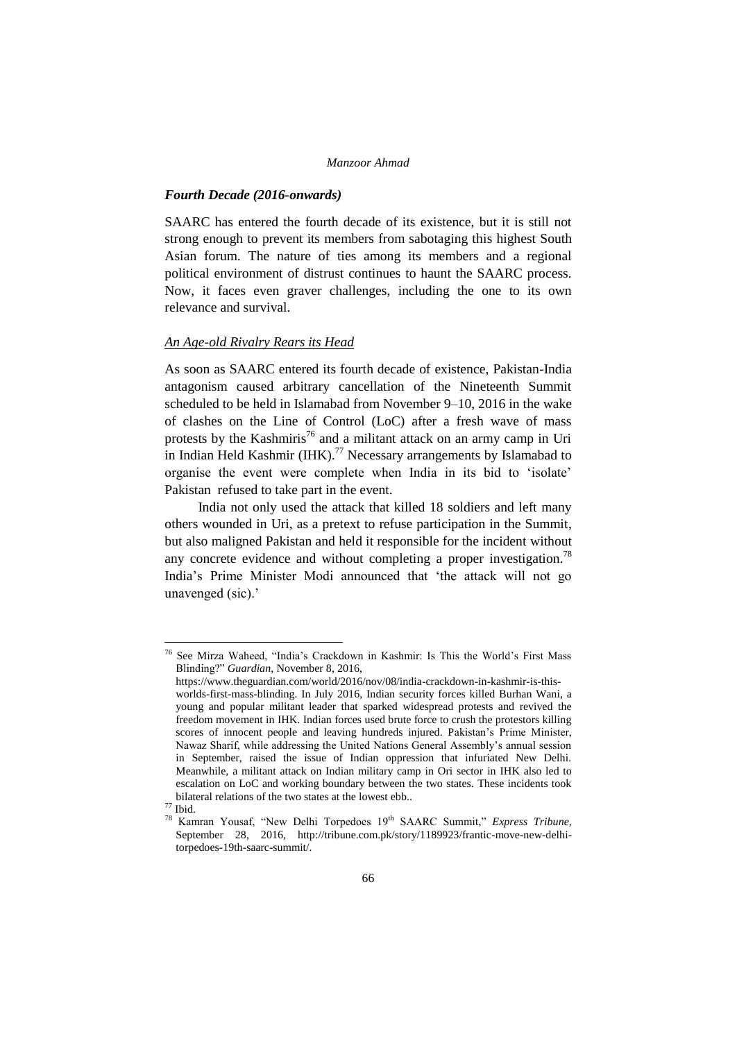### *Fourth Decade (2016-onwards)*

SAARC has entered the fourth decade of its existence, but it is still not strong enough to prevent its members from sabotaging this highest South Asian forum. The nature of ties among its members and a regional political environment of distrust continues to haunt the SAARC process. Now, it faces even graver challenges, including the one to its own relevance and survival.

#### *An Age-old Rivalry Rears its Head*

As soon as SAARC entered its fourth decade of existence, Pakistan-India antagonism caused arbitrary cancellation of the Nineteenth Summit scheduled to be held in Islamabad from November 9–10, 2016 in the wake of clashes on the Line of Control (LoC) after a fresh wave of mass protests by the Kashmiris[76] and a militant attack on an army camp in Uri in Indian Held Kashmir (IHK).[77] Necessary arrangements by Islamabad to organise the event were complete when India in its bid to 'isolate' Pakistan refused to take part in the event.

India not only used the attack that killed 18 soldiers and left many others wounded in Uri, as a pretext to refuse participation in the Summit, but also maligned Pakistan and held it responsible for the incident without any concrete evidence and without completing a proper investigation.[78] India's Prime Minister Modi announced that 'the attack will not go unavenged (sic).'

---

[76] See Mirza Waheed, "India's Crackdown in Kashmir: Is This the World's First Mass Blinding?" *Guardian*, November 8, 2016, https://www.theguardian.com/world/2016/nov/08/india-crackdown-in-kashmir-is-this-worlds-first-mass-blinding. In July 2016, Indian security forces killed Burhan Wani, a young and popular militant leader that sparked widespread protests and revived the freedom movement in IHK. Indian forces used brute force to crush the protestors killing scores of innocent people and leaving hundreds injured. Pakistan's Prime Minister, Nawaz Sharif, while addressing the United Nations General Assembly's annual session in September, raised the issue of Indian oppression that infuriated New Delhi. Meanwhile, a militant attack on Indian military camp in Ori sector in IHK also led to escalation on LoC and working boundary between the two states. These incidents took bilateral relations of the two states at the lowest ebb..

[77] Ibid.

[78] Kamran Yousaf, "New Delhi Torpedoes 19th SAARC Summit," *Express Tribune,* September 28, 2016, http://tribune.com.pk/story/1189923/frantic-move-new-delhi-torpedoes-19th-saarc-summit/.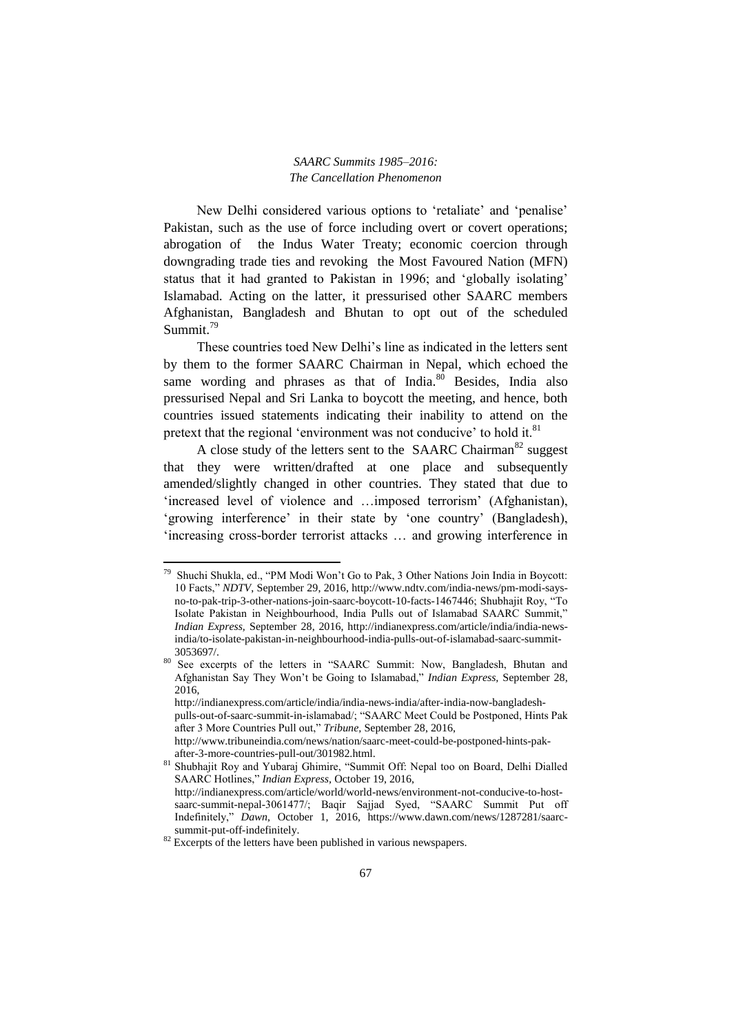New Delhi considered various options to 'retaliate' and 'penalise' Pakistan, such as the use of force including overt or covert operations; abrogation of the Indus Water Treaty; economic coercion through downgrading trade ties and revoking the Most Favoured Nation (MFN) status that it had granted to Pakistan in 1996; and 'globally isolating' Islamabad. Acting on the latter, it pressurised other SAARC members Afghanistan, Bangladesh and Bhutan to opt out of the scheduled Summit.[79]

These countries toed New Delhi's line as indicated in the letters sent by them to the former SAARC Chairman in Nepal, which echoed the same wording and phrases as that of India.[80] Besides, India also pressurised Nepal and Sri Lanka to boycott the meeting, and hence, both countries issued statements indicating their inability to attend on the pretext that the regional 'environment was not conducive' to hold it.[81]

A close study of the letters sent to the SAARC Chairman[82] suggest that they were written/drafted at one place and subsequently amended/slightly changed in other countries. They stated that due to 'increased level of violence and …imposed terrorism' (Afghanistan), 'growing interference' in their state by 'one country' (Bangladesh), 'increasing cross-border terrorist attacks … and growing interference in

---

[79] Shuchi Shukla, ed., "PM Modi Won't Go to Pak, 3 Other Nations Join India in Boycott: 10 Facts," *NDTV*, September 29, 2016, http://www.ndtv.com/india-news/pm-modi-says-no-to-pak-trip-3-other-nations-join-saarc-boycott-10-facts-1467446; Shubhajit Roy, "To Isolate Pakistan in Neighbourhood, India Pulls out of Islamabad SAARC Summit," *Indian Express*, September 28, 2016, http://indianexpress.com/article/india/india-news-india/to-isolate-pakistan-in-neighbourhood-india-pulls-out-of-islamabad-saarc-summit-3053697/.

[80] See excerpts of the letters in "SAARC Summit: Now, Bangladesh, Bhutan and Afghanistan Say They Won't be Going to Islamabad," *Indian Express*, September 28, 2016, http://indianexpress.com/article/india/india-news-india/after-india-now-bangladesh-pulls-out-of-saarc-summit-in-islamabad/; "SAARC Meet Could be Postponed, Hints Pak after 3 More Countries Pull out," *Tribune*, September 28, 2016, http://www.tribuneindia.com/news/nation/saarc-meet-could-be-postponed-hints-pak-after-3-more-countries-pull-out/301982.html.

[81] Shubhajit Roy and Yubaraj Ghimire, "Summit Off: Nepal too on Board, Delhi Dialled SAARC Hotlines," *Indian Express*, October 19, 2016, http://indianexpress.com/article/world/world-news/environment-not-conducive-to-host-saarc-summit-nepal-3061477/; Baqir Sajjad Syed, "SAARC Summit Put off Indefinitely," *Dawn*, October 1, 2016, https://www.dawn.com/news/1287281/saarc-summit-put-off-indefinitely.

[82] Excerpts of the letters have been published in various newspapers.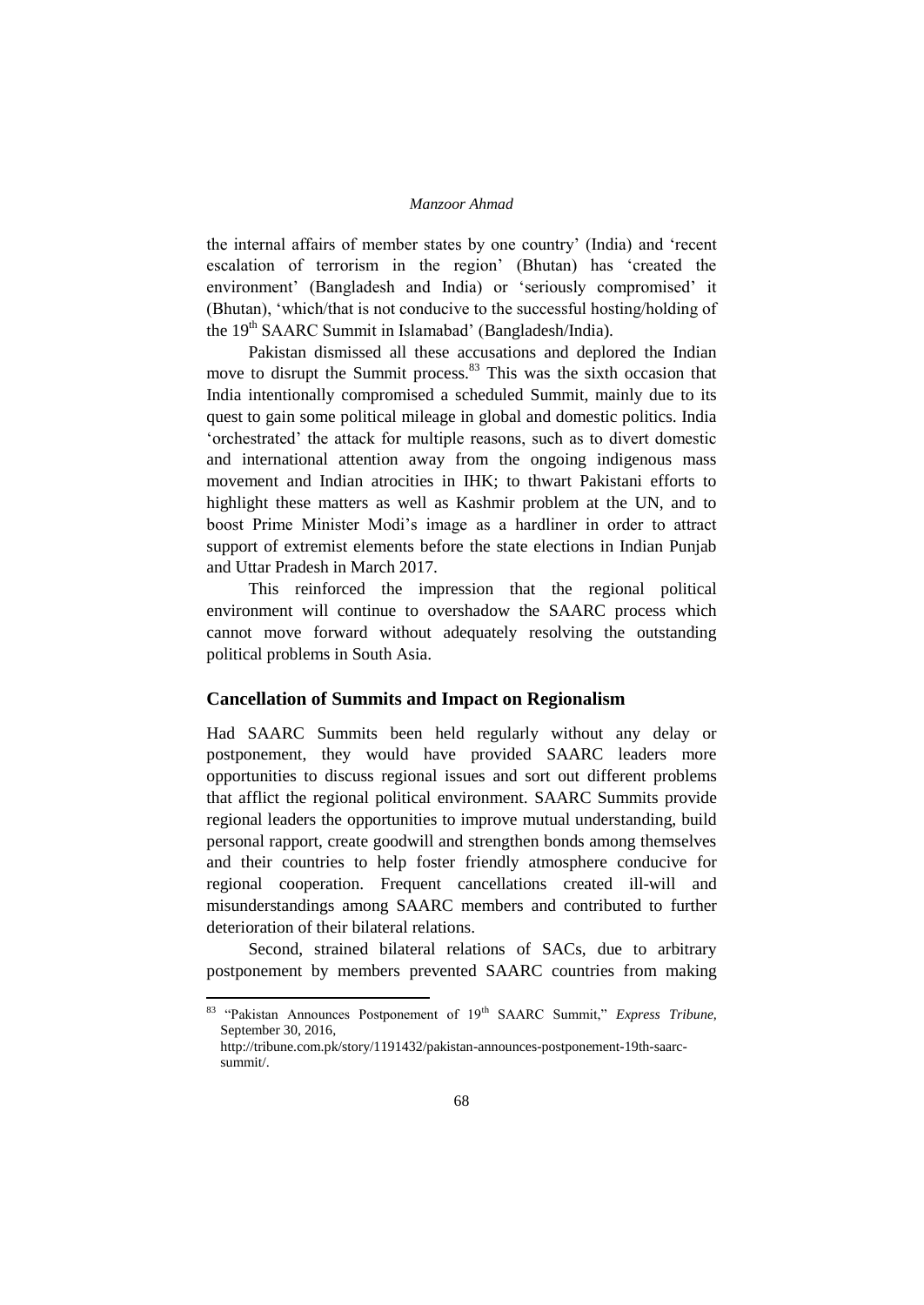the internal affairs of member states by one country' (India) and 'recent escalation of terrorism in the region' (Bhutan) has 'created the environment' (Bangladesh and India) or 'seriously compromised' it (Bhutan), 'which/that is not conducive to the successful hosting/holding of the 19th SAARC Summit in Islamabad' (Bangladesh/India).

Pakistan dismissed all these accusations and deplored the Indian move to disrupt the Summit process.[83] This was the sixth occasion that India intentionally compromised a scheduled Summit, mainly due to its quest to gain some political mileage in global and domestic politics. India 'orchestrated' the attack for multiple reasons, such as to divert domestic and international attention away from the ongoing indigenous mass movement and Indian atrocities in IHK; to thwart Pakistani efforts to highlight these matters as well as Kashmir problem at the UN, and to boost Prime Minister Modi's image as a hardliner in order to attract support of extremist elements before the state elections in Indian Punjab and Uttar Pradesh in March 2017.

This reinforced the impression that the regional political environment will continue to overshadow the SAARC process which cannot move forward without adequately resolving the outstanding political problems in South Asia.

## Cancellation of Summits and Impact on Regionalism

Had SAARC Summits been held regularly without any delay or postponement, they would have provided SAARC leaders more opportunities to discuss regional issues and sort out different problems that afflict the regional political environment. SAARC Summits provide regional leaders the opportunities to improve mutual understanding, build personal rapport, create goodwill and strengthen bonds among themselves and their countries to help foster friendly atmosphere conducive for regional cooperation. Frequent cancellations created ill-will and misunderstandings among SAARC members and contributed to further deterioration of their bilateral relations.

Second, strained bilateral relations of SACs, due to arbitrary postponement by members prevented SAARC countries from making

---

[83] "Pakistan Announces Postponement of 19th SAARC Summit," *Express Tribune*, September 30, 2016, http://tribune.com.pk/story/1191432/pakistan-announces-postponement-19th-saarc-summit/.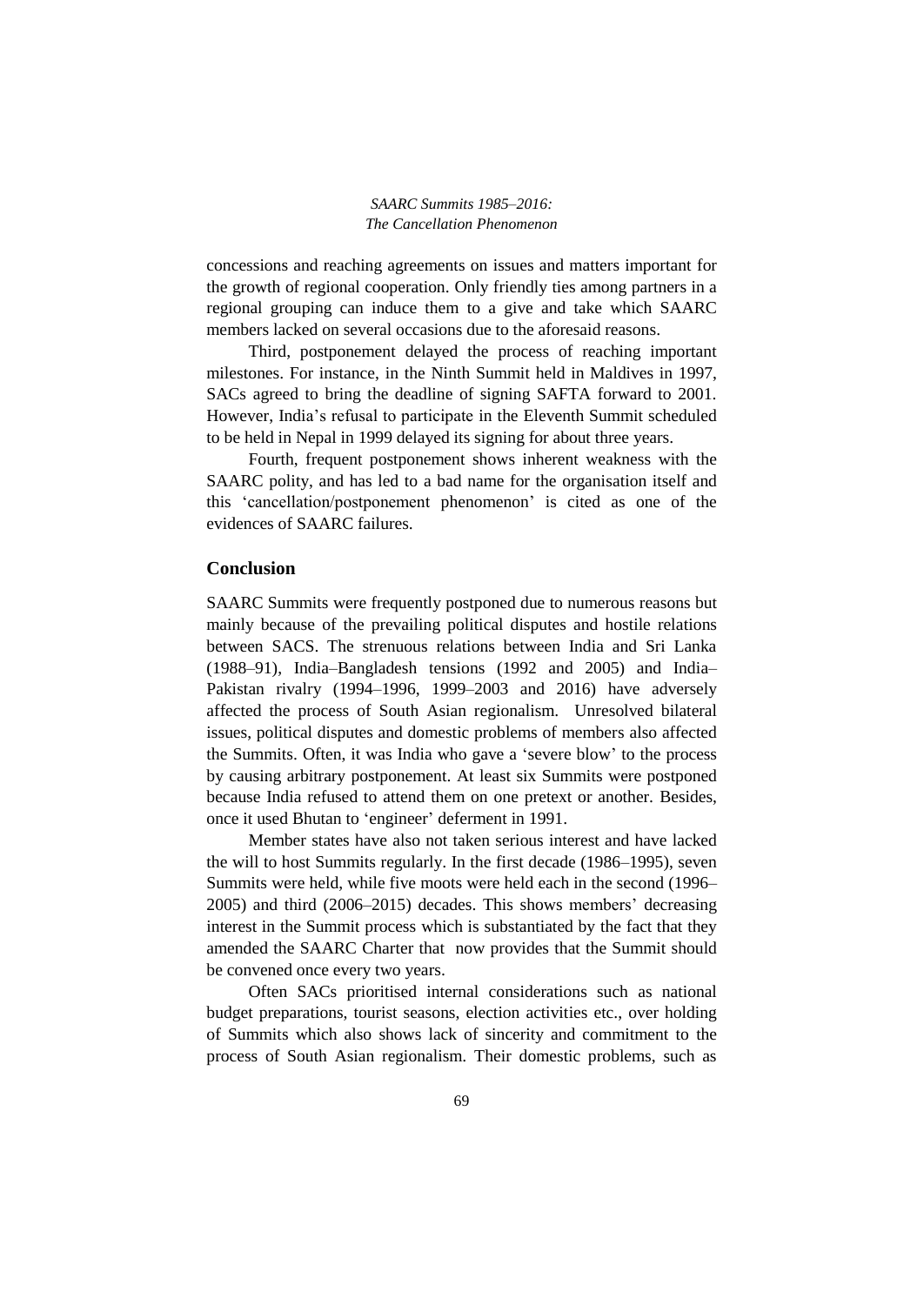concessions and reaching agreements on issues and matters important for the growth of regional cooperation. Only friendly ties among partners in a regional grouping can induce them to a give and take which SAARC members lacked on several occasions due to the aforesaid reasons.

Third, postponement delayed the process of reaching important milestones. For instance, in the Ninth Summit held in Maldives in 1997, SACs agreed to bring the deadline of signing SAFTA forward to 2001. However, India's refusal to participate in the Eleventh Summit scheduled to be held in Nepal in 1999 delayed its signing for about three years.

Fourth, frequent postponement shows inherent weakness with the SAARC polity, and has led to a bad name for the organisation itself and this 'cancellation/postponement phenomenon' is cited as one of the evidences of SAARC failures.

## Conclusion

SAARC Summits were frequently postponed due to numerous reasons but mainly because of the prevailing political disputes and hostile relations between SACS. The strenuous relations between India and Sri Lanka (1988–91), India–Bangladesh tensions (1992 and 2005) and India–Pakistan rivalry (1994–1996, 1999–2003 and 2016) have adversely affected the process of South Asian regionalism. Unresolved bilateral issues, political disputes and domestic problems of members also affected the Summits. Often, it was India who gave a 'severe blow' to the process by causing arbitrary postponement. At least six Summits were postponed because India refused to attend them on one pretext or another. Besides, once it used Bhutan to 'engineer' deferment in 1991.

Member states have also not taken serious interest and have lacked the will to host Summits regularly. In the first decade (1986–1995), seven Summits were held, while five moots were held each in the second (1996–2005) and third (2006–2015) decades. This shows members' decreasing interest in the Summit process which is substantiated by the fact that they amended the SAARC Charter that now provides that the Summit should be convened once every two years.

Often SACs prioritised internal considerations such as national budget preparations, tourist seasons, election activities etc., over holding of Summits which also shows lack of sincerity and commitment to the process of South Asian regionalism. Their domestic problems, such as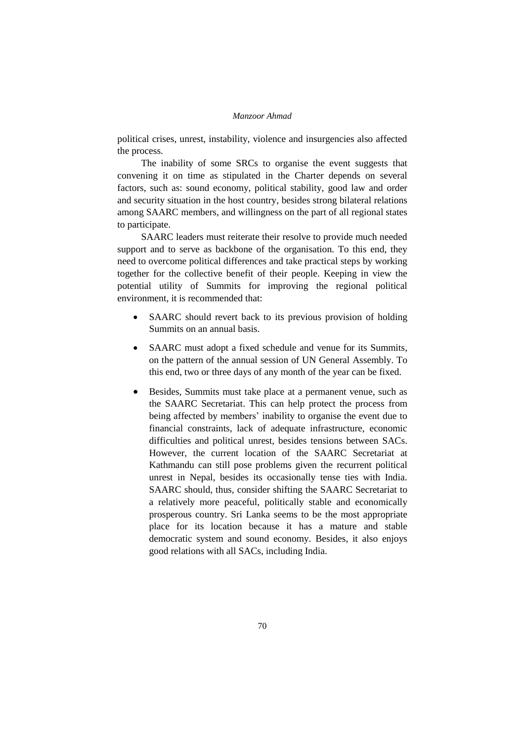political crises, unrest, instability, violence and insurgencies also affected the process.

The inability of some SRCs to organise the event suggests that convening it on time as stipulated in the Charter depends on several factors, such as: sound economy, political stability, good law and order and security situation in the host country, besides strong bilateral relations among SAARC members, and willingness on the part of all regional states to participate.

SAARC leaders must reiterate their resolve to provide much needed support and to serve as backbone of the organisation. To this end, they need to overcome political differences and take practical steps by working together for the collective benefit of their people. Keeping in view the potential utility of Summits for improving the regional political environment, it is recommended that:

- SAARC should revert back to its previous provision of holding Summits on an annual basis.
- SAARC must adopt a fixed schedule and venue for its Summits, on the pattern of the annual session of UN General Assembly. To this end, two or three days of any month of the year can be fixed.
- Besides, Summits must take place at a permanent venue, such as the SAARC Secretariat. This can help protect the process from being affected by members' inability to organise the event due to financial constraints, lack of adequate infrastructure, economic difficulties and political unrest, besides tensions between SACs. However, the current location of the SAARC Secretariat at Kathmandu can still pose problems given the recurrent political unrest in Nepal, besides its occasionally tense ties with India. SAARC should, thus, consider shifting the SAARC Secretariat to a relatively more peaceful, politically stable and economically prosperous country. Sri Lanka seems to be the most appropriate place for its location because it has a mature and stable democratic system and sound economy. Besides, it also enjoys good relations with all SACs, including India.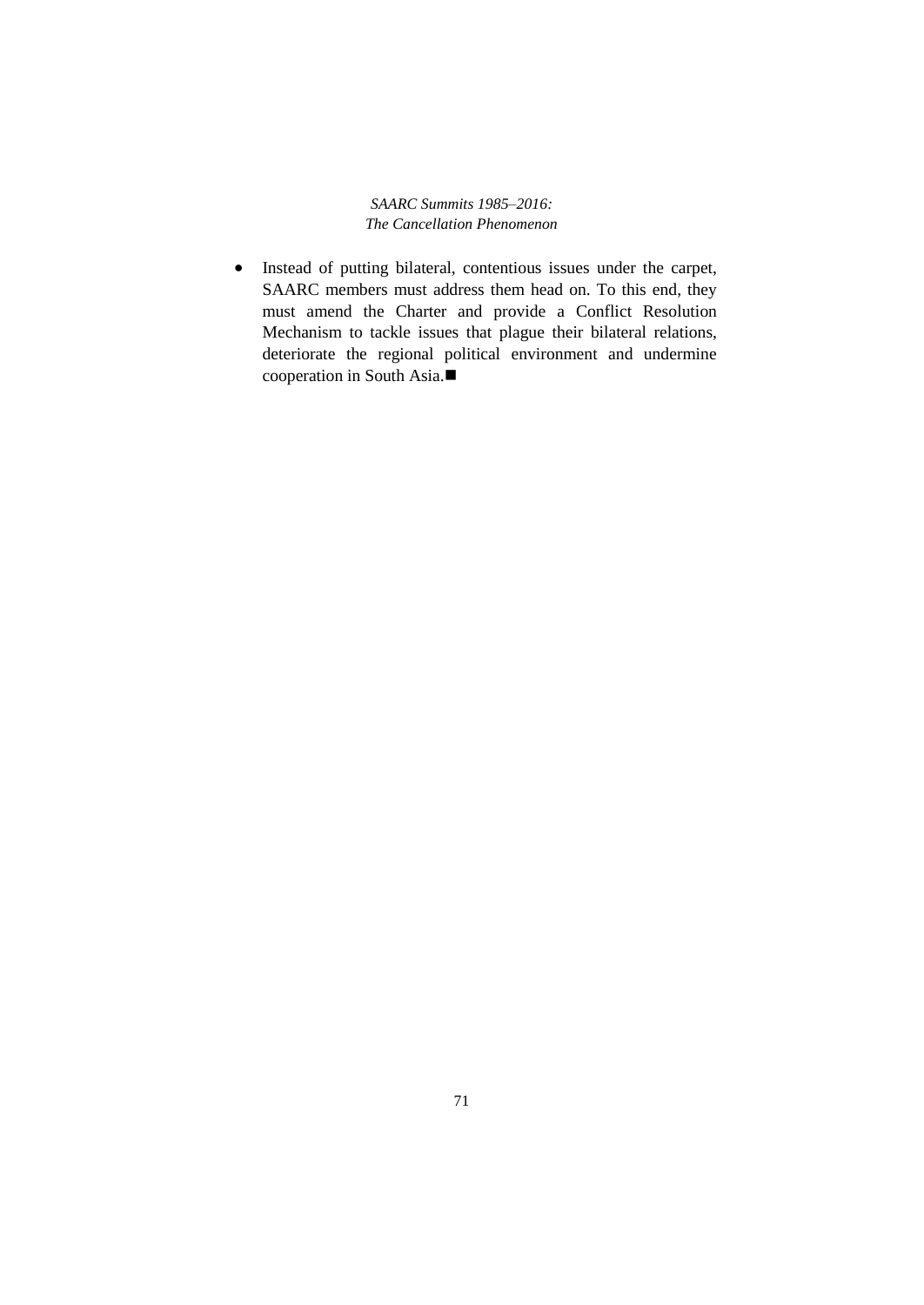- Instead of putting bilateral, contentious issues under the carpet, SAARC members must address them head on. To this end, they must amend the Charter and provide a Conflict Resolution Mechanism to tackle issues that plague their bilateral relations, deteriorate the regional political environment and undermine cooperation in South Asia.■